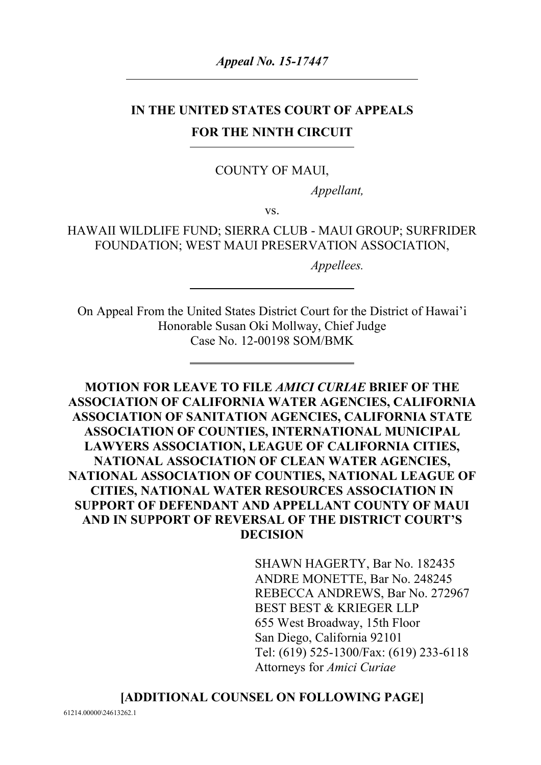***Appeal No. 15-17447***

---

**IN THE UNITED STATES COURT OF APPEALS**

**FOR THE NINTH CIRCUIT**

---

COUNTY OF MAUI,

*Appellant,*

vs.

HAWAII WILDLIFE FUND; SIERRA CLUB - MAUI GROUP; SURFRIDER FOUNDATION; WEST MAUI PRESERVATION ASSOCIATION,

*Appellees.*

---

On Appeal From the United States District Court for the District of Hawai'i
Honorable Susan Oki Mollway, Chief Judge
Case No. 12-00198 SOM/BMK

---

**MOTION FOR LEAVE TO FILE *AMICI CURIAE* BRIEF OF THE ASSOCIATION OF CALIFORNIA WATER AGENCIES, CALIFORNIA ASSOCIATION OF SANITATION AGENCIES, CALIFORNIA STATE ASSOCIATION OF COUNTIES, INTERNATIONAL MUNICIPAL LAWYERS ASSOCIATION, LEAGUE OF CALIFORNIA CITIES, NATIONAL ASSOCIATION OF CLEAN WATER AGENCIES, NATIONAL ASSOCIATION OF COUNTIES, NATIONAL LEAGUE OF CITIES, NATIONAL WATER RESOURCES ASSOCIATION IN SUPPORT OF DEFENDANT AND APPELLANT COUNTY OF MAUI AND IN SUPPORT OF REVERSAL OF THE DISTRICT COURT'S DECISION**

SHAWN HAGERTY, Bar No. 182435
ANDRE MONETTE, Bar No. 248245
REBECCA ANDREWS, Bar No. 272967
BEST BEST & KRIEGER LLP
655 West Broadway, 15th Floor
San Diego, California 92101
Tel: (619) 525-1300/Fax: (619) 233-6118
Attorneys for *Amici Curiae*

**[ADDITIONAL COUNSEL ON FOLLOWING PAGE]**

61214.00000\24613262.1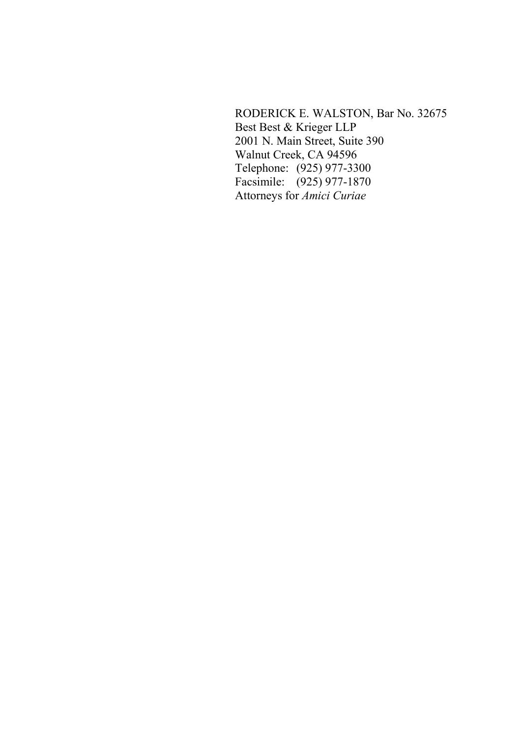RODERICK E. WALSTON, Bar No. 32675
Best Best & Krieger LLP
2001 N. Main Street, Suite 390
Walnut Creek, CA 94596
Telephone: (925) 977-3300
Facsimile: (925) 977-1870
Attorneys for *Amici Curiae*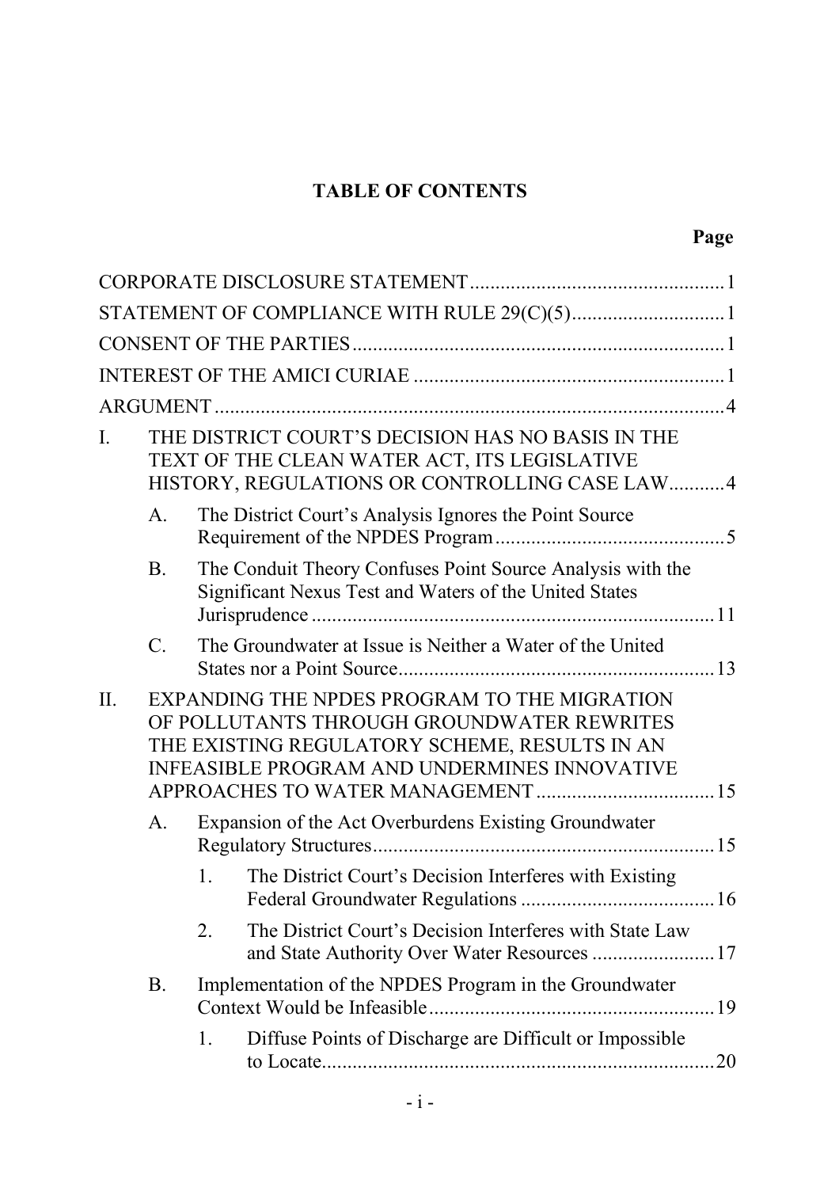## TABLE OF CONTENTS

| | | | Page |
|---|---|---|---|
| CORPORATE DISCLOSURE STATEMENT | | | 1 |
| STATEMENT OF COMPLIANCE WITH RULE 29(C)(5) | | | 1 |
| CONSENT OF THE PARTIES | | | 1 |
| INTEREST OF THE AMICI CURIAE | | | 1 |
| ARGUMENT | | | 4 |
| I. | THE DISTRICT COURT'S DECISION HAS NO BASIS IN THE TEXT OF THE CLEAN WATER ACT, ITS LEGISLATIVE HISTORY, REGULATIONS OR CONTROLLING CASE LAW | | 4 |
| | A. | The District Court's Analysis Ignores the Point Source Requirement of the NPDES Program | 5 |
| | B. | The Conduit Theory Confuses Point Source Analysis with the Significant Nexus Test and Waters of the United States Jurisprudence | 11 |
| | C. | The Groundwater at Issue is Neither a Water of the United States nor a Point Source | 13 |
| II. | EXPANDING THE NPDES PROGRAM TO THE MIGRATION OF POLLUTANTS THROUGH GROUNDWATER REWRITES THE EXISTING REGULATORY SCHEME, RESULTS IN AN INFEASIBLE PROGRAM AND UNDERMINES INNOVATIVE APPROACHES TO WATER MANAGEMENT | | 15 |
| | A. | Expansion of the Act Overburdens Existing Groundwater Regulatory Structures | 15 |
| | | 1. The District Court's Decision Interferes with Existing Federal Groundwater Regulations | 16 |
| | | 2. The District Court's Decision Interferes with State Law and State Authority Over Water Resources | 17 |
| | B. | Implementation of the NPDES Program in the Groundwater Context Would be Infeasible | 19 |
| | | 1. Diffuse Points of Discharge are Difficult or Impossible to Locate | 20 |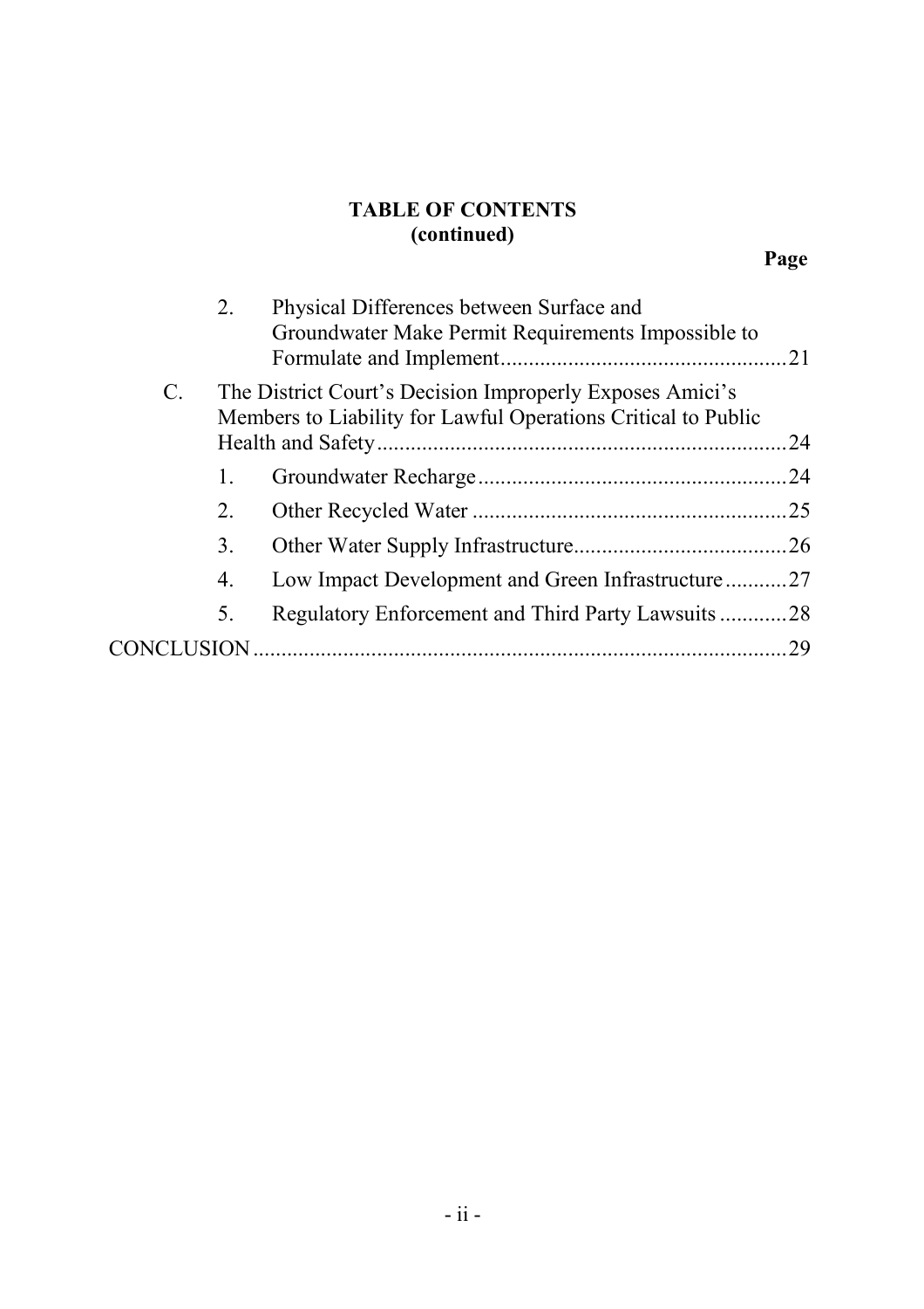**TABLE OF CONTENTS**
**(continued)**

**Page**

2. Physical Differences between Surface and Groundwater Make Permit Requirements Impossible to Formulate and Implement .......... 21

C. The District Court's Decision Improperly Exposes Amici's Members to Liability for Lawful Operations Critical to Public Health and Safety .......... 24

1. Groundwater Recharge .......... 24
2. Other Recycled Water .......... 25
3. Other Water Supply Infrastructure .......... 26
4. Low Impact Development and Green Infrastructure .......... 27
5. Regulatory Enforcement and Third Party Lawsuits .......... 28

CONCLUSION .......... 29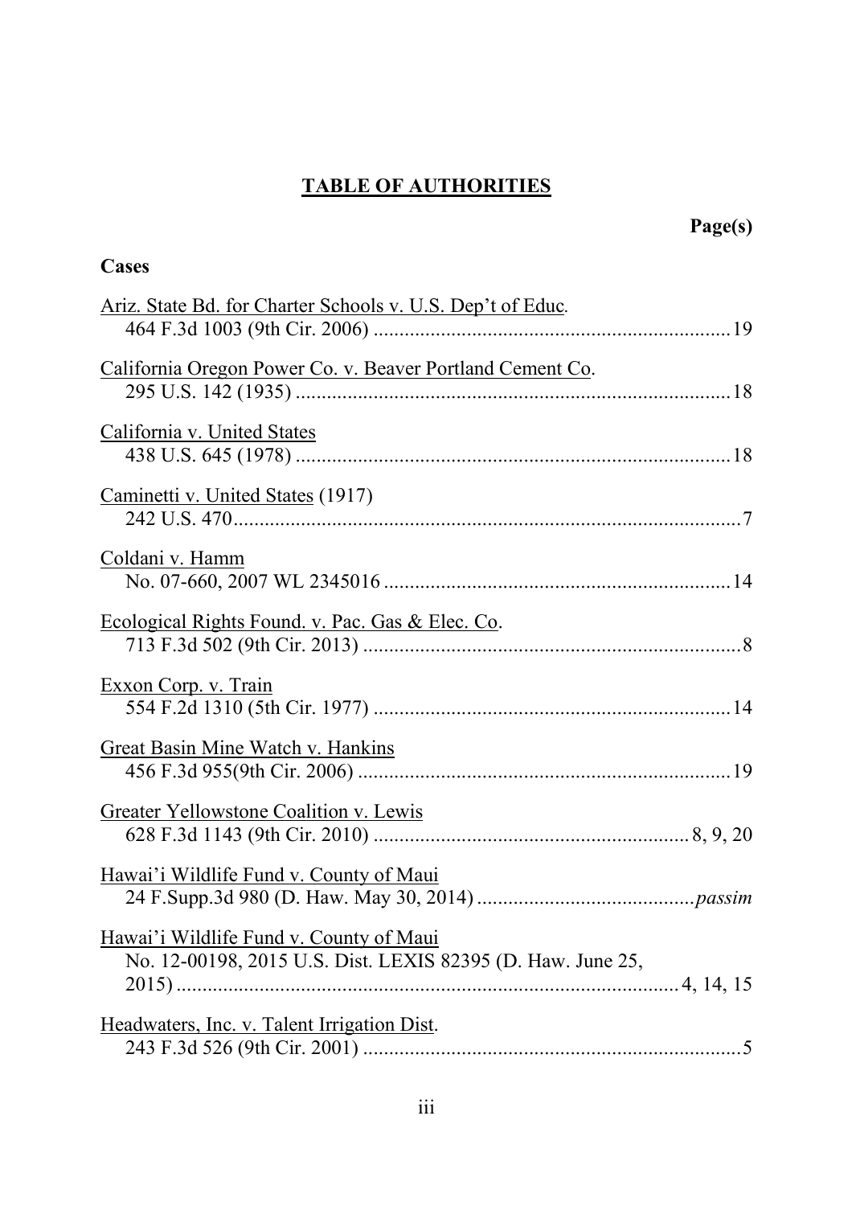## TABLE OF AUTHORITIES

**Page(s)**

### Cases

Ariz. State Bd. for Charter Schools v. U.S. Dep't of Educ.
464 F.3d 1003 (9th Cir. 2006) .................................................................... 19

California Oregon Power Co. v. Beaver Portland Cement Co.
295 U.S. 142 (1935) ................................................................................... 18

California v. United States
438 U.S. 645 (1978) ................................................................................... 18

Caminetti v. United States (1917)
242 U.S. 470................................................................................................ 7

Coldani v. Hamm
No. 07-660, 2007 WL 2345016 .................................................................. 14

Ecological Rights Found. v. Pac. Gas & Elec. Co.
713 F.3d 502 (9th Cir. 2013) ........................................................................ 8

Exxon Corp. v. Train
554 F.2d 1310 (5th Cir. 1977) .................................................................... 14

Great Basin Mine Watch v. Hankins
456 F.3d 955(9th Cir. 2006) ....................................................................... 19

Greater Yellowstone Coalition v. Lewis
628 F.3d 1143 (9th Cir. 2010) ........................................................... 8, 9, 20

Hawai'i Wildlife Fund v. County of Maui
24 F.Supp.3d 980 (D. Haw. May 30, 2014) ......................................... *passim*

Hawai'i Wildlife Fund v. County of Maui
No. 12-00198, 2015 U.S. Dist. LEXIS 82395 (D. Haw. June 25, 2015) ................................................................................................ 4, 14, 15

Headwaters, Inc. v. Talent Irrigation Dist.
243 F.3d 526 (9th Cir. 2001) ........................................................................ 5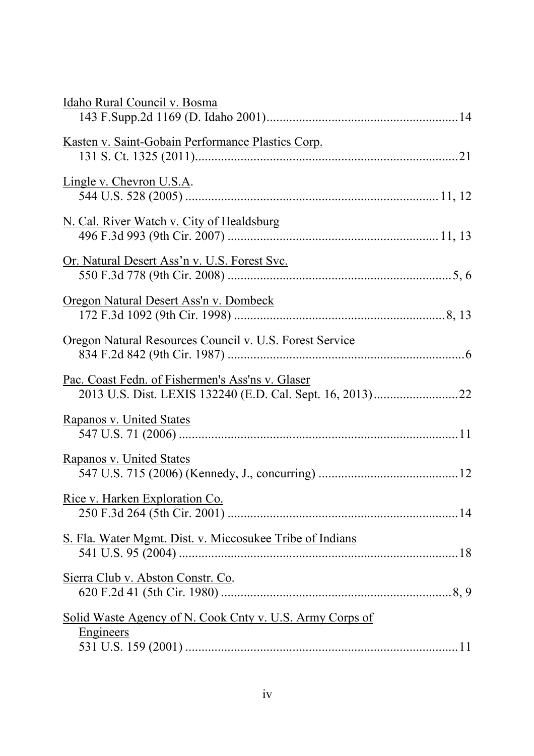Idaho Rural Council v. Bosma
143 F.Supp.2d 1169 (D. Idaho 2001)..........................................................14

Kasten v. Saint-Gobain Performance Plastics Corp.
131 S. Ct. 1325 (2011)................................................................................21

Lingle v. Chevron U.S.A.
544 U.S. 528 (2005) ..............................................................................11, 12

N. Cal. River Watch v. City of Healdsburg
496 F.3d 993 (9th Cir. 2007) ................................................................11, 13

Or. Natural Desert Ass'n v. U.S. Forest Svc.
550 F.3d 778 (9th Cir. 2008) ....................................................................5, 6

Oregon Natural Desert Ass'n v. Dombeck
172 F.3d 1092 (9th Cir. 1998) ................................................................8, 13

Oregon Natural Resources Council v. U.S. Forest Service
834 F.2d 842 (9th Cir. 1987) .........................................................................6

Pac. Coast Fedn. of Fishermen's Ass'ns v. Glaser
2013 U.S. Dist. LEXIS 132240 (E.D. Cal. Sept. 16, 2013)..........................22

Rapanos v. United States
547 U.S. 71 (2006) .....................................................................................11

Rapanos v. United States
547 U.S. 715 (2006) (Kennedy, J., concurring) ..........................................12

Rice v. Harken Exploration Co.
250 F.3d 264 (5th Cir. 2001) ......................................................................14

S. Fla. Water Mgmt. Dist. v. Miccosukee Tribe of Indians
541 U.S. 95 (2004) .....................................................................................18

Sierra Club v. Abston Constr. Co.
620 F.2d 41 (5th Cir. 1980) .......................................................................8, 9

Solid Waste Agency of N. Cook Cnty v. U.S. Army Corps of Engineers
531 U.S. 159 (2001) ....................................................................................11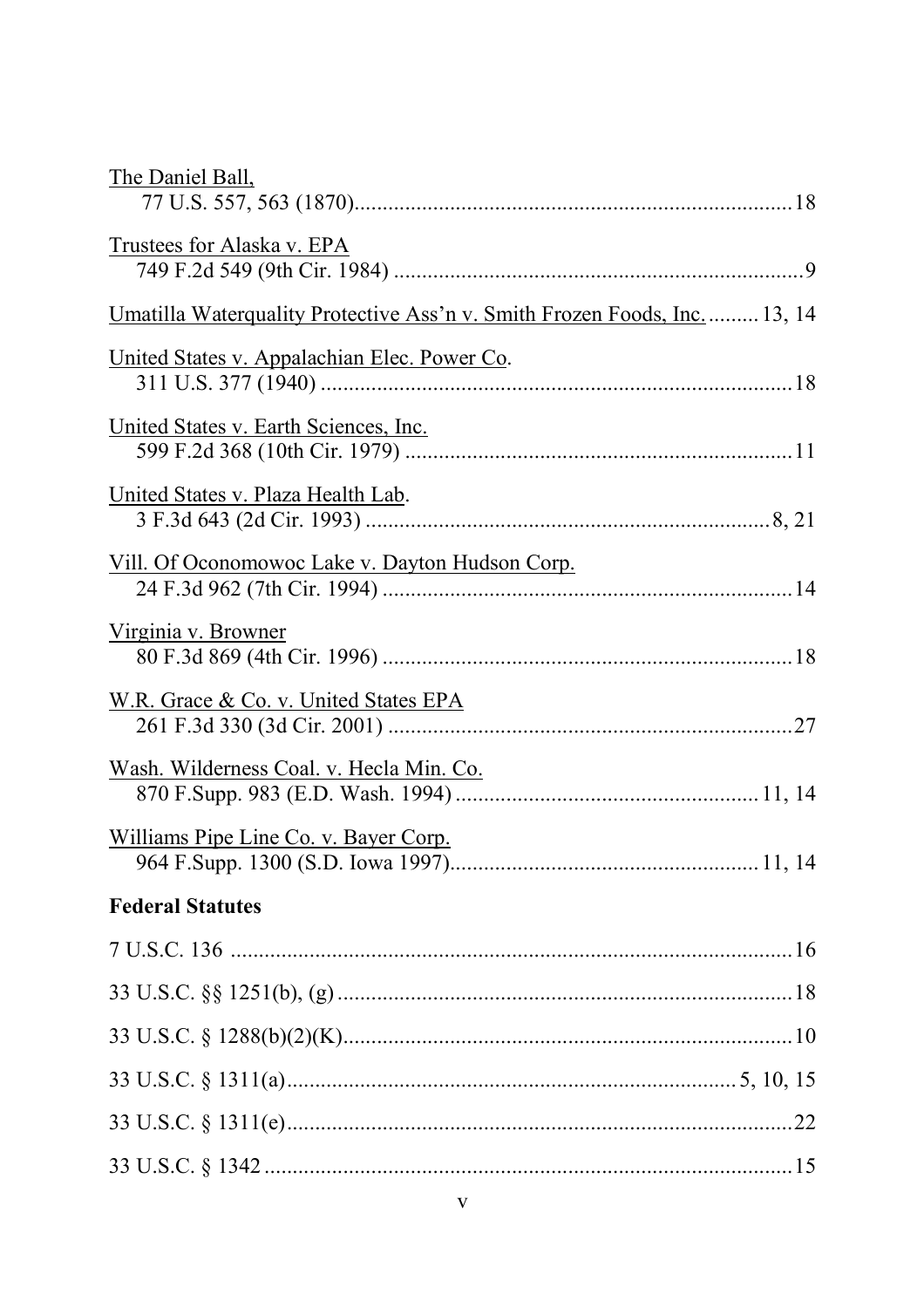The Daniel Ball,
77 U.S. 557, 563 (1870)............................................................................18

Trustees for Alaska v. EPA
749 F.2d 549 (9th Cir. 1984) ......................................................................9

Umatilla Waterquality Protective Ass'n v. Smith Frozen Foods, Inc. ......... 13, 14

United States v. Appalachian Elec. Power Co.
311 U.S. 377 (1940) ...................................................................................18

United States v. Earth Sciences, Inc.
599 F.2d 368 (10th Cir. 1979) ...................................................................11

United States v. Plaza Health Lab.
3 F.3d 643 (2d Cir. 1993) ......................................................................8, 21

Vill. Of Oconomowoc Lake v. Dayton Hudson Corp.
24 F.3d 962 (7th Cir. 1994) .......................................................................14

Virginia v. Browner
80 F.3d 869 (4th Cir. 1996) .......................................................................18

W.R. Grace & Co. v. United States EPA
261 F.3d 330 (3d Cir. 2001) ......................................................................27

Wash. Wilderness Coal. v. Hecla Min. Co.
870 F.Supp. 983 (E.D. Wash. 1994) ..................................................... 11, 14

Williams Pipe Line Co. v. Bayer Corp.
964 F.Supp. 1300 (S.D. Iowa 1997)...................................................... 11, 14

**Federal Statutes**

7 U.S.C. 136 ..................................................................................................16

33 U.S.C. §§ 1251(b), (g) ...............................................................................18

33 U.S.C. § 1288(b)(2)(K)..............................................................................10

33 U.S.C. § 1311(a)............................................................................ 5, 10, 15

33 U.S.C. § 1311(e)........................................................................................22

33 U.S.C. § 1342 ............................................................................................15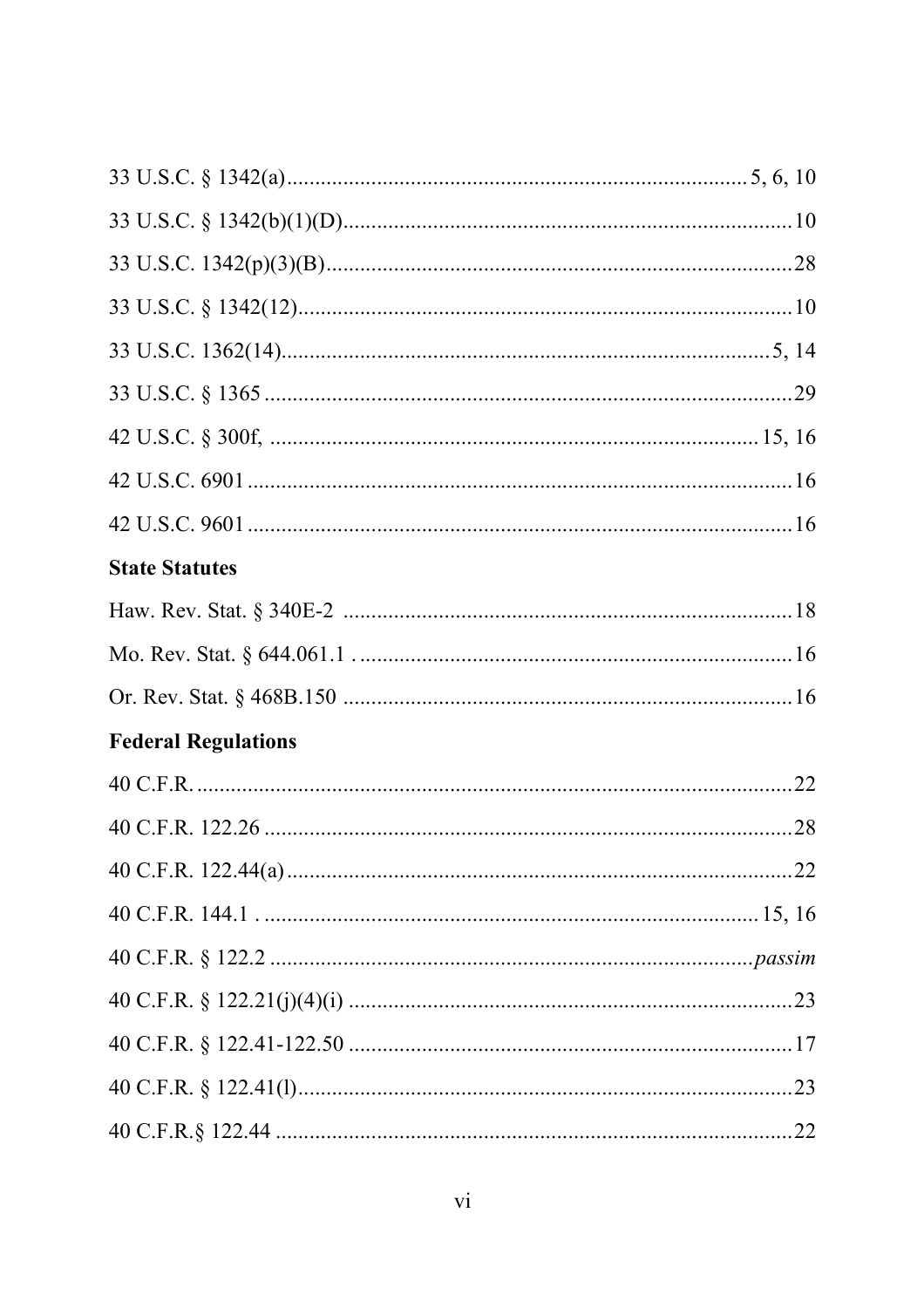33 U.S.C. § 1342(a) .................................................................................. 5, 6, 10

33 U.S.C. § 1342(b)(1)(D) ............................................................................... 10

33 U.S.C. 1342(p)(3)(B) ................................................................................... 28

33 U.S.C. § 1342(12) ....................................................................................... 10

33 U.S.C. 1362(14) ...................................................................................... 5, 14

33 U.S.C. § 1365 ............................................................................................. 29

42 U.S.C. § 300f, ......................................................................................... 15, 16

42 U.S.C. 6901 ................................................................................................ 16

42 U.S.C. 9601 ................................................................................................ 16

**State Statutes**

Haw. Rev. Stat. § 340E-2 ............................................................................... 18

Mo. Rev. Stat. § 644.061.1 . ............................................................................ 16

Or. Rev. Stat. § 468B.150 ............................................................................... 16

**Federal Regulations**

40 C.F.R. ......................................................................................................... 22

40 C.F.R. 122.26 ............................................................................................. 28

40 C.F.R. 122.44(a) ......................................................................................... 22

40 C.F.R. 144.1 . ........................................................................................ 15, 16

40 C.F.R. § 122.2 ...................................................................................... *passim*

40 C.F.R. § 122.21(j)(4)(i) ............................................................................... 23

40 C.F.R. § 122.41-122.50 .............................................................................. 17

40 C.F.R. § 122.41(l) ....................................................................................... 23

40 C.F.R.§ 122.44 ........................................................................................... 22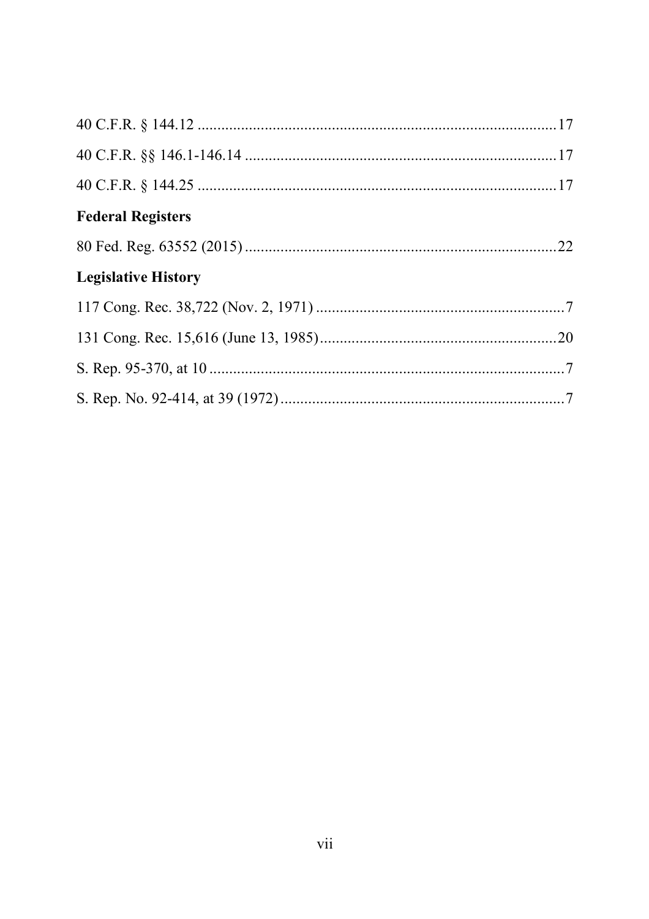40 C.F.R. § 144.12 ........................................................................................17

40 C.F.R. §§ 146.1-146.14 ............................................................................17

40 C.F.R. § 144.25 ........................................................................................17

**Federal Registers**

80 Fed. Reg. 63552 (2015) ............................................................................22

**Legislative History**

117 Cong. Rec. 38,722 (Nov. 2, 1971) ............................................................7

131 Cong. Rec. 15,616 (June 13, 1985)..........................................................20

S. Rep. 95-370, at 10 .......................................................................................7

S. Rep. No. 92-414, at 39 (1972) .....................................................................7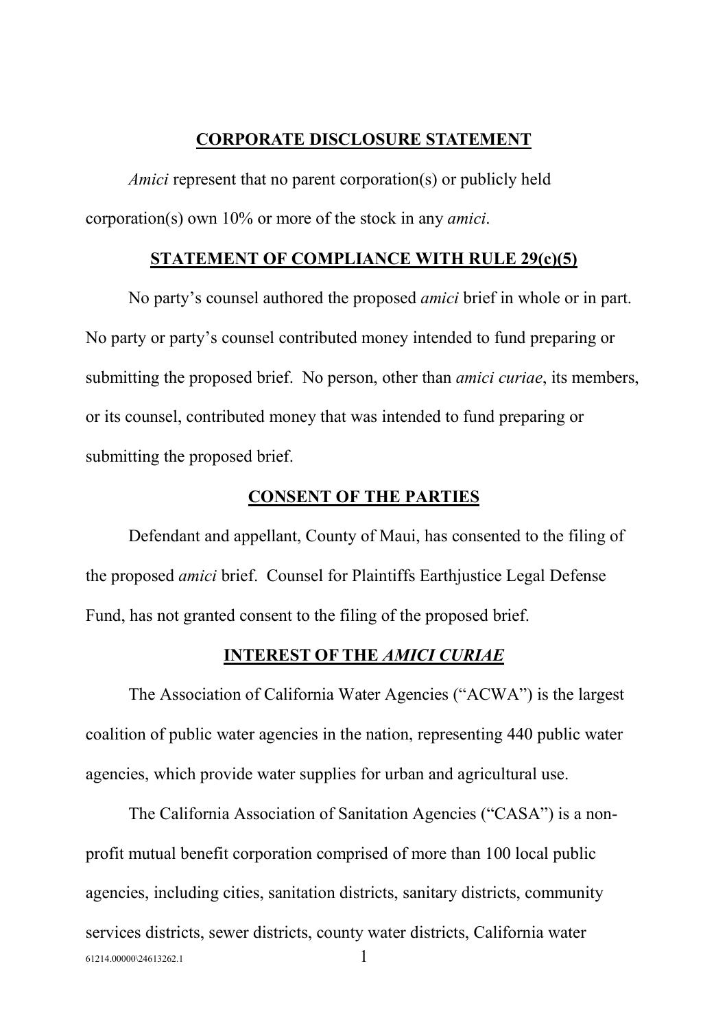## CORPORATE DISCLOSURE STATEMENT

*Amici* represent that no parent corporation(s) or publicly held corporation(s) own 10% or more of the stock in any *amici*.

## STATEMENT OF COMPLIANCE WITH RULE 29(c)(5)

No party's counsel authored the proposed *amici* brief in whole or in part. No party or party's counsel contributed money intended to fund preparing or submitting the proposed brief. No person, other than *amici curiae*, its members, or its counsel, contributed money that was intended to fund preparing or submitting the proposed brief.

## CONSENT OF THE PARTIES

Defendant and appellant, County of Maui, has consented to the filing of the proposed *amici* brief. Counsel for Plaintiffs Earthjustice Legal Defense Fund, has not granted consent to the filing of the proposed brief.

## INTEREST OF THE *AMICI CURIAE*

The Association of California Water Agencies ("ACWA") is the largest coalition of public water agencies in the nation, representing 440 public water agencies, which provide water supplies for urban and agricultural use.

The California Association of Sanitation Agencies ("CASA") is a non-profit mutual benefit corporation comprised of more than 100 local public agencies, including cities, sanitation districts, sanitary districts, community services districts, sewer districts, county water districts, California water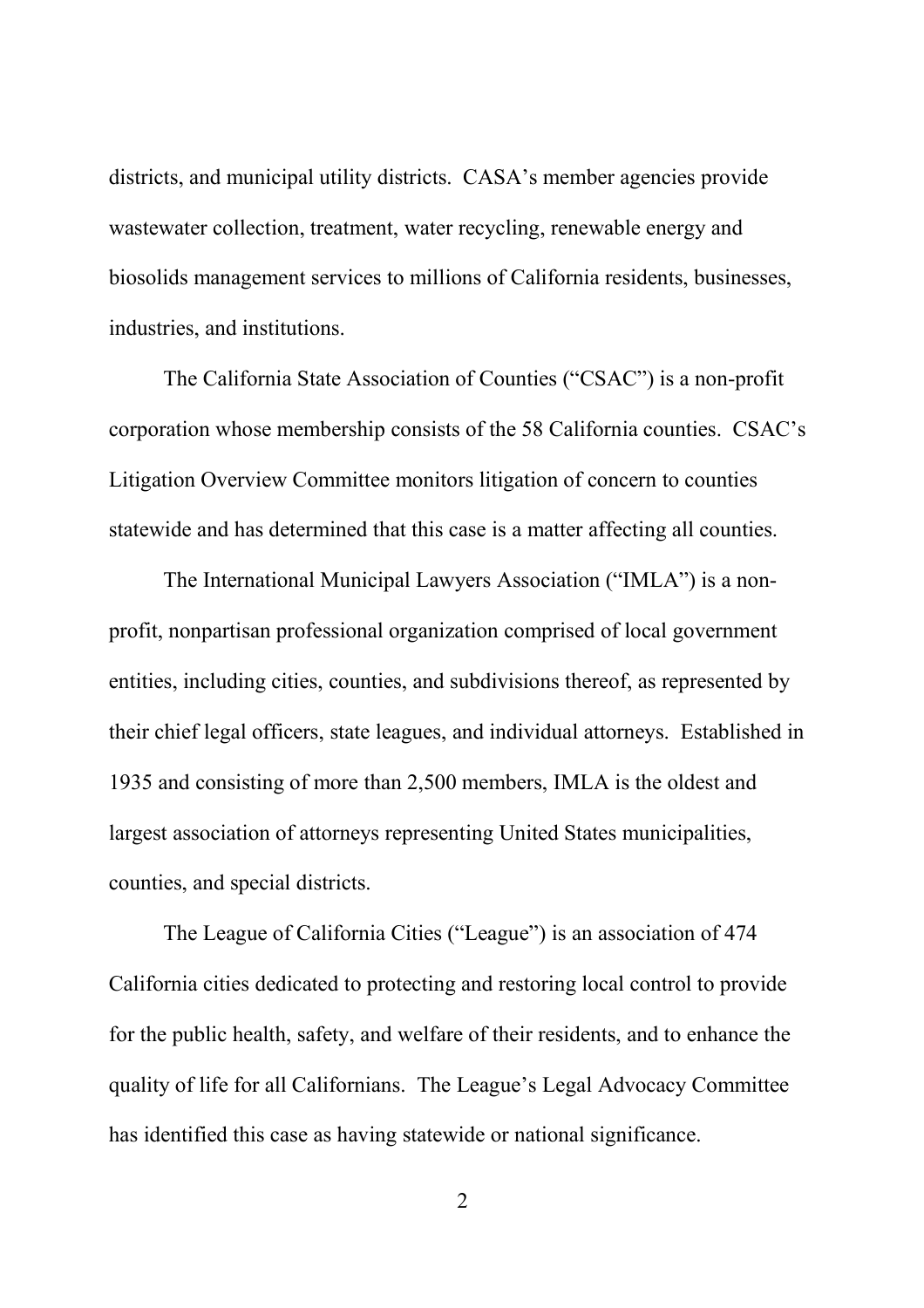districts, and municipal utility districts. CASA's member agencies provide wastewater collection, treatment, water recycling, renewable energy and biosolids management services to millions of California residents, businesses, industries, and institutions.

The California State Association of Counties ("CSAC") is a non-profit corporation whose membership consists of the 58 California counties. CSAC's Litigation Overview Committee monitors litigation of concern to counties statewide and has determined that this case is a matter affecting all counties.

The International Municipal Lawyers Association ("IMLA") is a non-profit, nonpartisan professional organization comprised of local government entities, including cities, counties, and subdivisions thereof, as represented by their chief legal officers, state leagues, and individual attorneys. Established in 1935 and consisting of more than 2,500 members, IMLA is the oldest and largest association of attorneys representing United States municipalities, counties, and special districts.

The League of California Cities ("League") is an association of 474 California cities dedicated to protecting and restoring local control to provide for the public health, safety, and welfare of their residents, and to enhance the quality of life for all Californians. The League's Legal Advocacy Committee has identified this case as having statewide or national significance.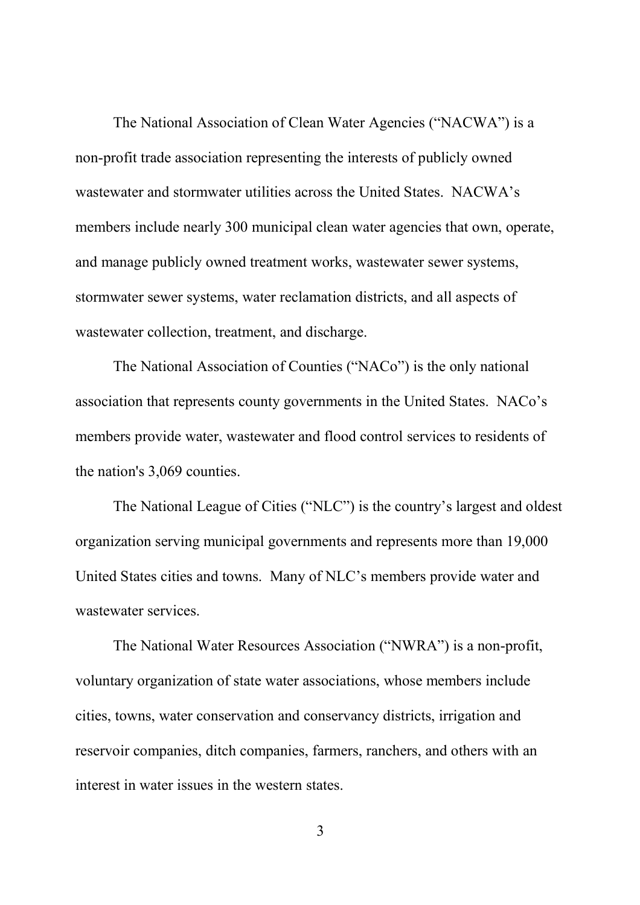The National Association of Clean Water Agencies ("NACWA") is a non-profit trade association representing the interests of publicly owned wastewater and stormwater utilities across the United States. NACWA's members include nearly 300 municipal clean water agencies that own, operate, and manage publicly owned treatment works, wastewater sewer systems, stormwater sewer systems, water reclamation districts, and all aspects of wastewater collection, treatment, and discharge.

The National Association of Counties ("NACo") is the only national association that represents county governments in the United States. NACo's members provide water, wastewater and flood control services to residents of the nation's 3,069 counties.

The National League of Cities ("NLC") is the country's largest and oldest organization serving municipal governments and represents more than 19,000 United States cities and towns. Many of NLC's members provide water and wastewater services.

The National Water Resources Association ("NWRA") is a non-profit, voluntary organization of state water associations, whose members include cities, towns, water conservation and conservancy districts, irrigation and reservoir companies, ditch companies, farmers, ranchers, and others with an interest in water issues in the western states.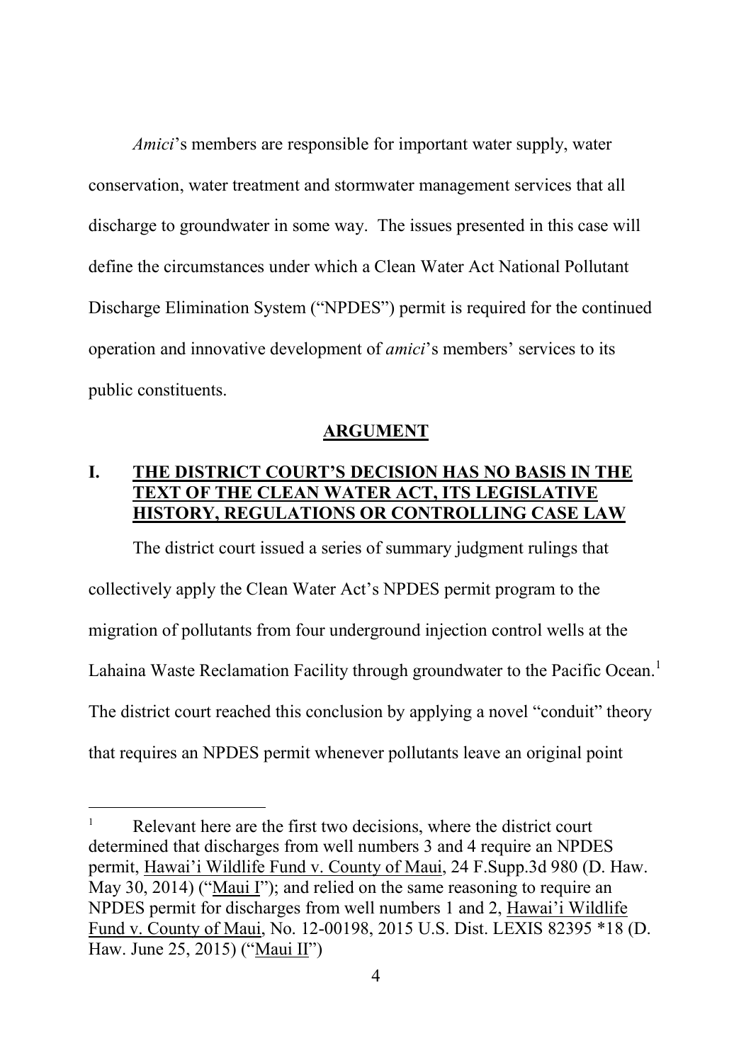*Amici*'s members are responsible for important water supply, water conservation, water treatment and stormwater management services that all discharge to groundwater in some way. The issues presented in this case will define the circumstances under which a Clean Water Act National Pollutant Discharge Elimination System ("NPDES") permit is required for the continued operation and innovative development of *amici*'s members' services to its public constituents.

## ARGUMENT

### I. THE DISTRICT COURT'S DECISION HAS NO BASIS IN THE TEXT OF THE CLEAN WATER ACT, ITS LEGISLATIVE HISTORY, REGULATIONS OR CONTROLLING CASE LAW

The district court issued a series of summary judgment rulings that collectively apply the Clean Water Act's NPDES permit program to the migration of pollutants from four underground injection control wells at the Lahaina Waste Reclamation Facility through groundwater to the Pacific Ocean.[1] The district court reached this conclusion by applying a novel "conduit" theory that requires an NPDES permit whenever pollutants leave an original point

---

[1] Relevant here are the first two decisions, where the district court determined that discharges from well numbers 3 and 4 require an NPDES permit, Hawai'i Wildlife Fund v. County of Maui, 24 F.Supp.3d 980 (D. Haw. May 30, 2014) ("Maui I"); and relied on the same reasoning to require an NPDES permit for discharges from well numbers 1 and 2, Hawai'i Wildlife Fund v. County of Maui, No. 12-00198, 2015 U.S. Dist. LEXIS 82395 *18 (D. Haw. June 25, 2015) ("Maui II")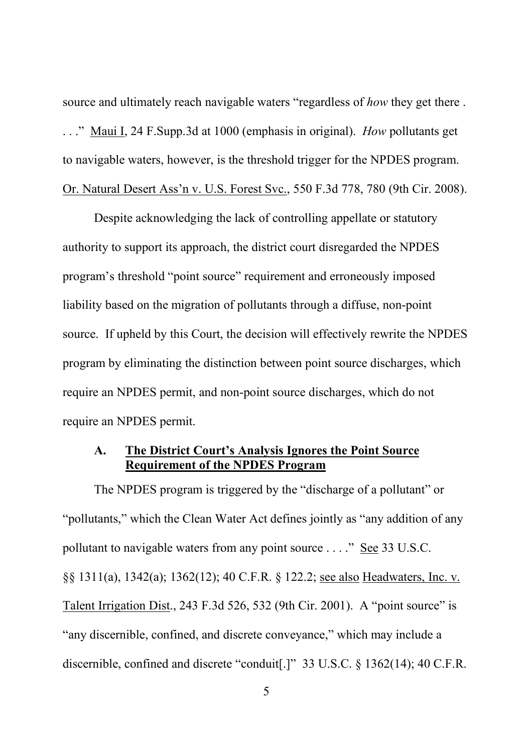source and ultimately reach navigable waters "regardless of *how* they get there . . . ." Maui I, 24 F.Supp.3d at 1000 (emphasis in original). *How* pollutants get to navigable waters, however, is the threshold trigger for the NPDES program. Or. Natural Desert Ass'n v. U.S. Forest Svc., 550 F.3d 778, 780 (9th Cir. 2008).

Despite acknowledging the lack of controlling appellate or statutory authority to support its approach, the district court disregarded the NPDES program's threshold "point source" requirement and erroneously imposed liability based on the migration of pollutants through a diffuse, non-point source. If upheld by this Court, the decision will effectively rewrite the NPDES program by eliminating the distinction between point source discharges, which require an NPDES permit, and non-point source discharges, which do not require an NPDES permit.

### A. The District Court's Analysis Ignores the Point Source Requirement of the NPDES Program

The NPDES program is triggered by the "discharge of a pollutant" or "pollutants," which the Clean Water Act defines jointly as "any addition of any pollutant to navigable waters from any point source . . . ." See 33 U.S.C. §§ 1311(a), 1342(a); 1362(12); 40 C.F.R. § 122.2; see also Headwaters, Inc. v. Talent Irrigation Dist., 243 F.3d 526, 532 (9th Cir. 2001). A "point source" is "any discernible, confined, and discrete conveyance," which may include a discernible, confined and discrete "conduit[.]" 33 U.S.C. § 1362(14); 40 C.F.R.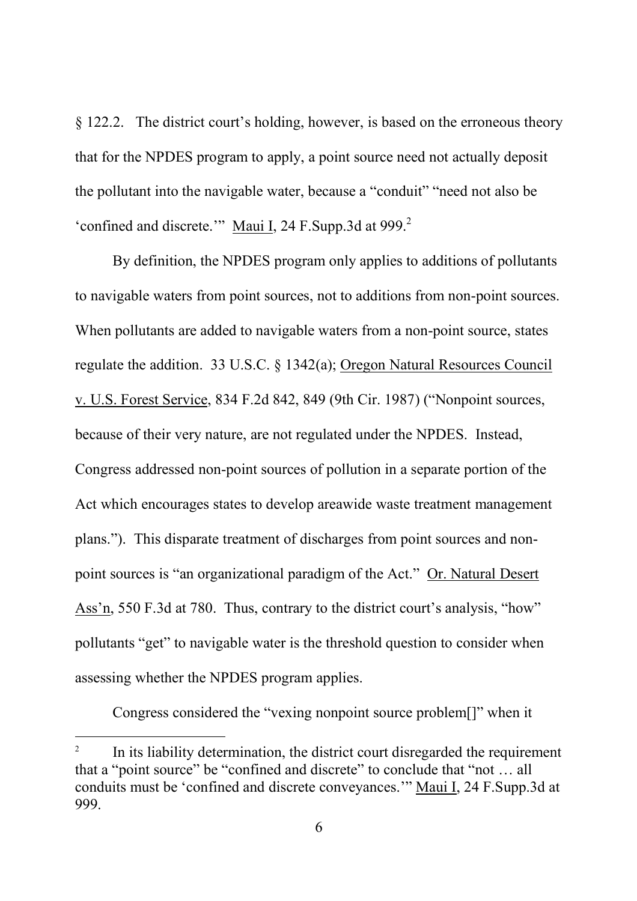§ 122.2. The district court's holding, however, is based on the erroneous theory that for the NPDES program to apply, a point source need not actually deposit the pollutant into the navigable water, because a "conduit" "need not also be 'confined and discrete.'" Maui I, 24 F.Supp.3d at 999.[2]

By definition, the NPDES program only applies to additions of pollutants to navigable waters from point sources, not to additions from non-point sources. When pollutants are added to navigable waters from a non-point source, states regulate the addition. 33 U.S.C. § 1342(a); Oregon Natural Resources Council v. U.S. Forest Service, 834 F.2d 842, 849 (9th Cir. 1987) ("Nonpoint sources, because of their very nature, are not regulated under the NPDES. Instead, Congress addressed non-point sources of pollution in a separate portion of the Act which encourages states to develop areawide waste treatment management plans."). This disparate treatment of discharges from point sources and non-point sources is "an organizational paradigm of the Act." Or. Natural Desert Ass'n, 550 F.3d at 780. Thus, contrary to the district court's analysis, "how" pollutants "get" to navigable water is the threshold question to consider when assessing whether the NPDES program applies.

Congress considered the "vexing nonpoint source problem[]" when it

---

[2] In its liability determination, the district court disregarded the requirement that a "point source" be "confined and discrete" to conclude that "not … all conduits must be 'confined and discrete conveyances.'" Maui I, 24 F.Supp.3d at 999.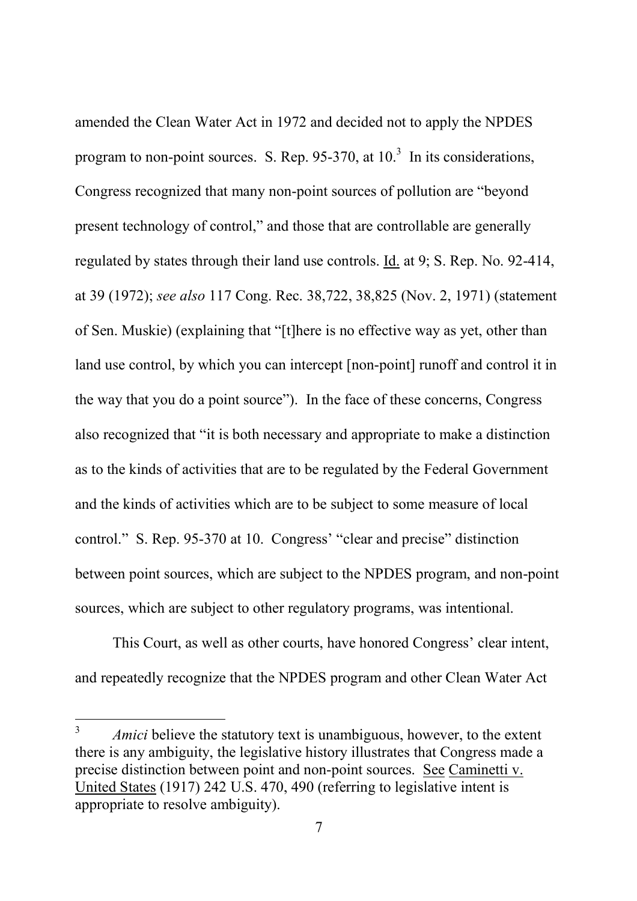amended the Clean Water Act in 1972 and decided not to apply the NPDES program to non-point sources. S. Rep. 95-370, at 10.[3] In its considerations, Congress recognized that many non-point sources of pollution are "beyond present technology of control," and those that are controllable are generally regulated by states through their land use controls. Id. at 9; S. Rep. No. 92-414, at 39 (1972); *see also* 117 Cong. Rec. 38,722, 38,825 (Nov. 2, 1971) (statement of Sen. Muskie) (explaining that "[t]here is no effective way as yet, other than land use control, by which you can intercept [non-point] runoff and control it in the way that you do a point source"). In the face of these concerns, Congress also recognized that "it is both necessary and appropriate to make a distinction as to the kinds of activities that are to be regulated by the Federal Government and the kinds of activities which are to be subject to some measure of local control." S. Rep. 95-370 at 10. Congress' "clear and precise" distinction between point sources, which are subject to the NPDES program, and non-point sources, which are subject to other regulatory programs, was intentional.

This Court, as well as other courts, have honored Congress' clear intent, and repeatedly recognize that the NPDES program and other Clean Water Act

---

[3] *Amici* believe the statutory text is unambiguous, however, to the extent there is any ambiguity, the legislative history illustrates that Congress made a precise distinction between point and non-point sources. See Caminetti v. United States (1917) 242 U.S. 470, 490 (referring to legislative intent is appropriate to resolve ambiguity).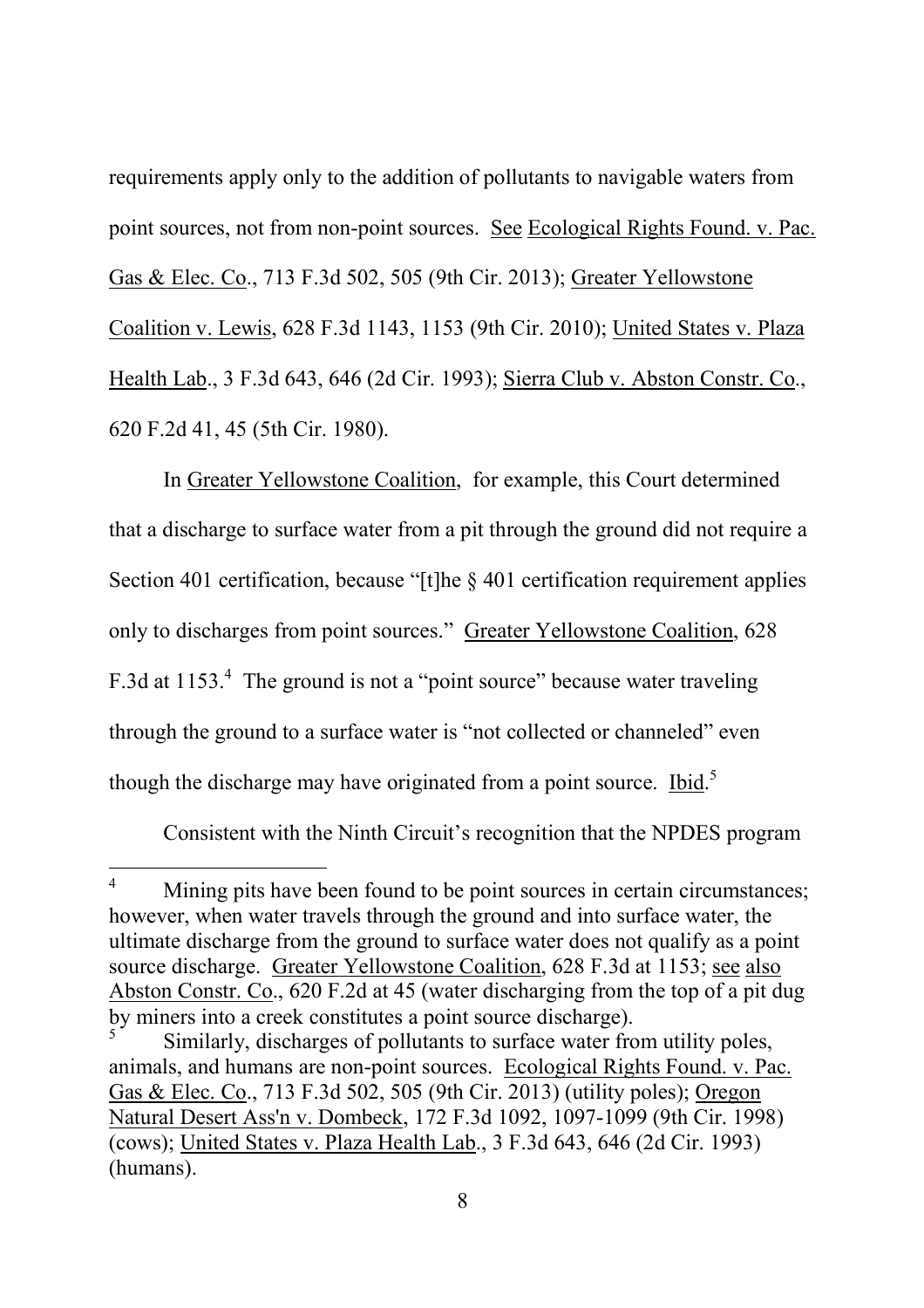requirements apply only to the addition of pollutants to navigable waters from point sources, not from non-point sources. See Ecological Rights Found. v. Pac. Gas & Elec. Co., 713 F.3d 502, 505 (9th Cir. 2013); Greater Yellowstone Coalition v. Lewis, 628 F.3d 1143, 1153 (9th Cir. 2010); United States v. Plaza Health Lab., 3 F.3d 643, 646 (2d Cir. 1993); Sierra Club v. Abston Constr. Co., 620 F.2d 41, 45 (5th Cir. 1980).

In Greater Yellowstone Coalition, for example, this Court determined that a discharge to surface water from a pit through the ground did not require a Section 401 certification, because "[t]he § 401 certification requirement applies only to discharges from point sources." Greater Yellowstone Coalition, 628 F.3d at 1153.[4] The ground is not a "point source" because water traveling through the ground to a surface water is "not collected or channeled" even though the discharge may have originated from a point source. Ibid.[5]

Consistent with the Ninth Circuit's recognition that the NPDES program

---

[4] Mining pits have been found to be point sources in certain circumstances; however, when water travels through the ground and into surface water, the ultimate discharge from the ground to surface water does not qualify as a point source discharge. Greater Yellowstone Coalition, 628 F.3d at 1153; see also Abston Constr. Co., 620 F.2d at 45 (water discharging from the top of a pit dug by miners into a creek constitutes a point source discharge).

[5] Similarly, discharges of pollutants to surface water from utility poles, animals, and humans are non-point sources. Ecological Rights Found. v. Pac. Gas & Elec. Co., 713 F.3d 502, 505 (9th Cir. 2013) (utility poles); Oregon Natural Desert Ass'n v. Dombeck, 172 F.3d 1092, 1097-1099 (9th Cir. 1998) (cows); United States v. Plaza Health Lab., 3 F.3d 643, 646 (2d Cir. 1993) (humans).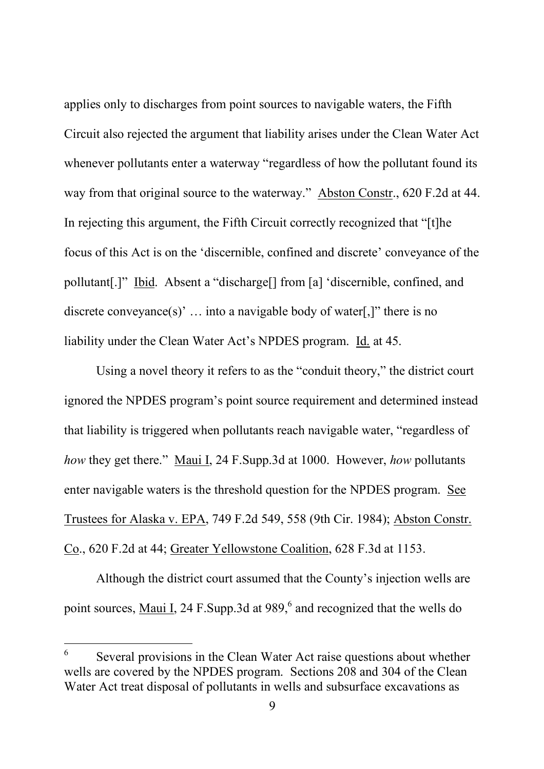applies only to discharges from point sources to navigable waters, the Fifth Circuit also rejected the argument that liability arises under the Clean Water Act whenever pollutants enter a waterway "regardless of how the pollutant found its way from that original source to the waterway." Abston Constr., 620 F.2d at 44. In rejecting this argument, the Fifth Circuit correctly recognized that "[t]he focus of this Act is on the 'discernible, confined and discrete' conveyance of the pollutant[.]" Ibid. Absent a "discharge[] from [a] 'discernible, confined, and discrete conveyance(s)' … into a navigable body of water[,]" there is no liability under the Clean Water Act's NPDES program. Id. at 45.

Using a novel theory it refers to as the "conduit theory," the district court ignored the NPDES program's point source requirement and determined instead that liability is triggered when pollutants reach navigable water, "regardless of *how* they get there." Maui I, 24 F.Supp.3d at 1000. However, *how* pollutants enter navigable waters is the threshold question for the NPDES program. See Trustees for Alaska v. EPA, 749 F.2d 549, 558 (9th Cir. 1984); Abston Constr. Co., 620 F.2d at 44; Greater Yellowstone Coalition, 628 F.3d at 1153.

Although the district court assumed that the County's injection wells are point sources, Maui I, 24 F.Supp.3d at 989,[6] and recognized that the wells do

---

[6] Several provisions in the Clean Water Act raise questions about whether wells are covered by the NPDES program. Sections 208 and 304 of the Clean Water Act treat disposal of pollutants in wells and subsurface excavations as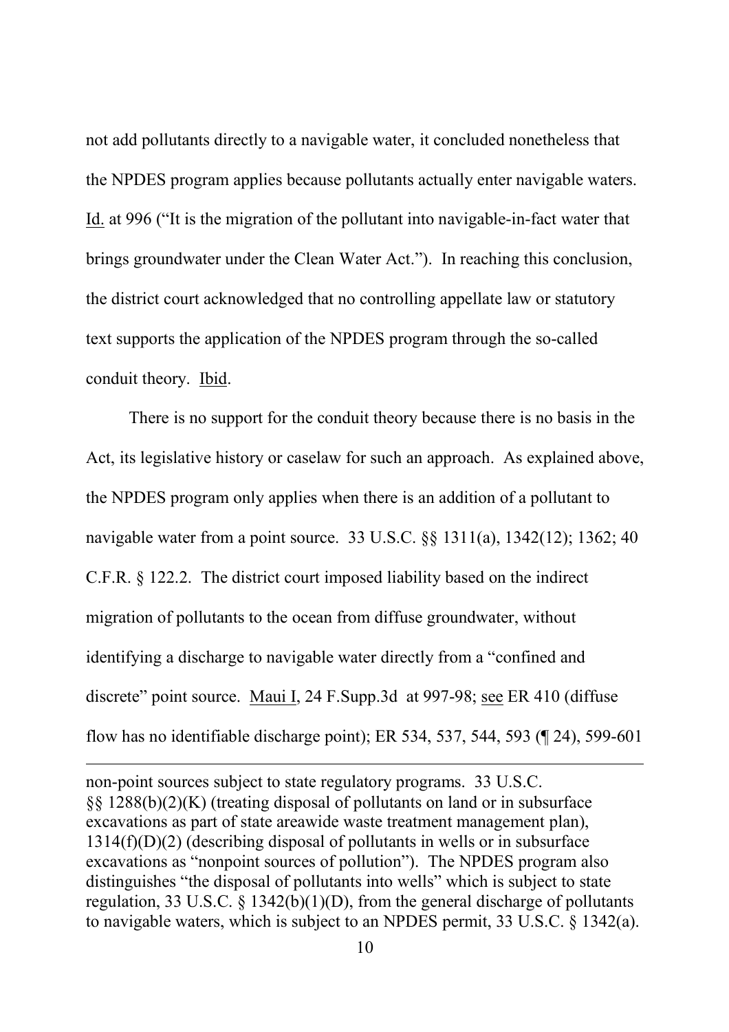not add pollutants directly to a navigable water, it concluded nonetheless that the NPDES program applies because pollutants actually enter navigable waters. Id. at 996 ("It is the migration of the pollutant into navigable-in-fact water that brings groundwater under the Clean Water Act."). In reaching this conclusion, the district court acknowledged that no controlling appellate law or statutory text supports the application of the NPDES program through the so-called conduit theory. Ibid.

There is no support for the conduit theory because there is no basis in the Act, its legislative history or caselaw for such an approach. As explained above, the NPDES program only applies when there is an addition of a pollutant to navigable water from a point source. 33 U.S.C. §§ 1311(a), 1342(12); 1362; 40 C.F.R. § 122.2. The district court imposed liability based on the indirect migration of pollutants to the ocean from diffuse groundwater, without identifying a discharge to navigable water directly from a "confined and discrete" point source. Maui I, 24 F.Supp.3d at 997-98; see ER 410 (diffuse flow has no identifiable discharge point); ER 534, 537, 544, 593 (¶ 24), 599-601

---

non-point sources subject to state regulatory programs. 33 U.S.C. §§ 1288(b)(2)(K) (treating disposal of pollutants on land or in subsurface excavations as part of state areawide waste treatment management plan), 1314(f)(D)(2) (describing disposal of pollutants in wells or in subsurface excavations as "nonpoint sources of pollution"). The NPDES program also distinguishes "the disposal of pollutants into wells" which is subject to state regulation, 33 U.S.C. § 1342(b)(1)(D), from the general discharge of pollutants to navigable waters, which is subject to an NPDES permit, 33 U.S.C. § 1342(a).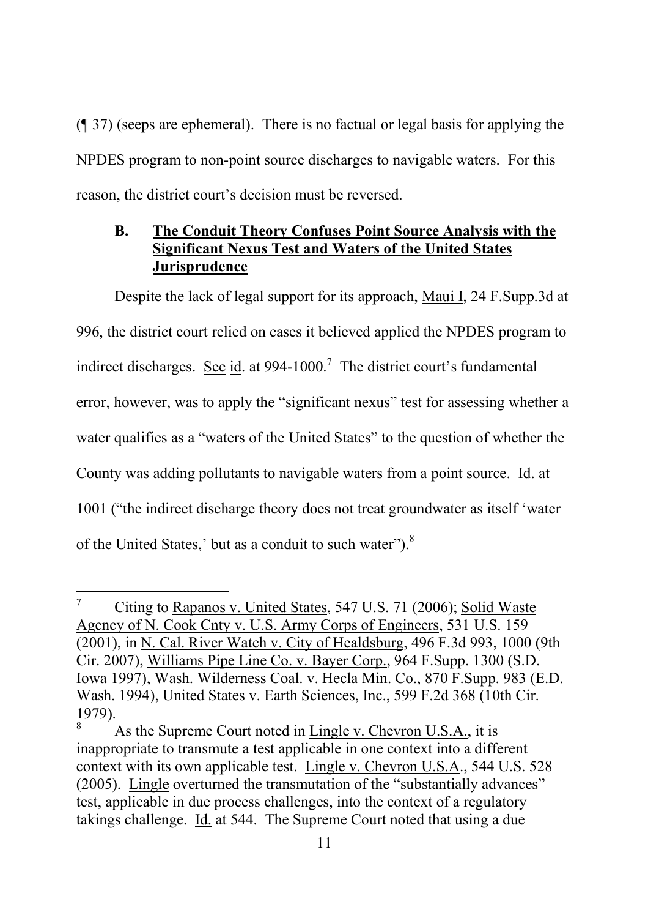(¶ 37) (seeps are ephemeral). There is no factual or legal basis for applying the NPDES program to non-point source discharges to navigable waters. For this reason, the district court's decision must be reversed.

### B. The Conduit Theory Confuses Point Source Analysis with the Significant Nexus Test and Waters of the United States Jurisprudence

Despite the lack of legal support for its approach, Maui I, 24 F.Supp.3d at 996, the district court relied on cases it believed applied the NPDES program to indirect discharges. See id. at 994-1000.[7] The district court's fundamental error, however, was to apply the "significant nexus" test for assessing whether a water qualifies as a "waters of the United States" to the question of whether the County was adding pollutants to navigable waters from a point source. Id. at 1001 ("the indirect discharge theory does not treat groundwater as itself 'water of the United States,' but as a conduit to such water").[8]

---

[7] Citing to Rapanos v. United States, 547 U.S. 71 (2006); Solid Waste Agency of N. Cook Cnty v. U.S. Army Corps of Engineers, 531 U.S. 159 (2001), in N. Cal. River Watch v. City of Healdsburg, 496 F.3d 993, 1000 (9th Cir. 2007), Williams Pipe Line Co. v. Bayer Corp., 964 F.Supp. 1300 (S.D. Iowa 1997), Wash. Wilderness Coal. v. Hecla Min. Co., 870 F.Supp. 983 (E.D. Wash. 1994), United States v. Earth Sciences, Inc., 599 F.2d 368 (10th Cir. 1979).

[8] As the Supreme Court noted in Lingle v. Chevron U.S.A., it is inappropriate to transmute a test applicable in one context into a different context with its own applicable test. Lingle v. Chevron U.S.A., 544 U.S. 528 (2005). Lingle overturned the transmutation of the "substantially advances" test, applicable in due process challenges, into the context of a regulatory takings challenge. Id. at 544. The Supreme Court noted that using a due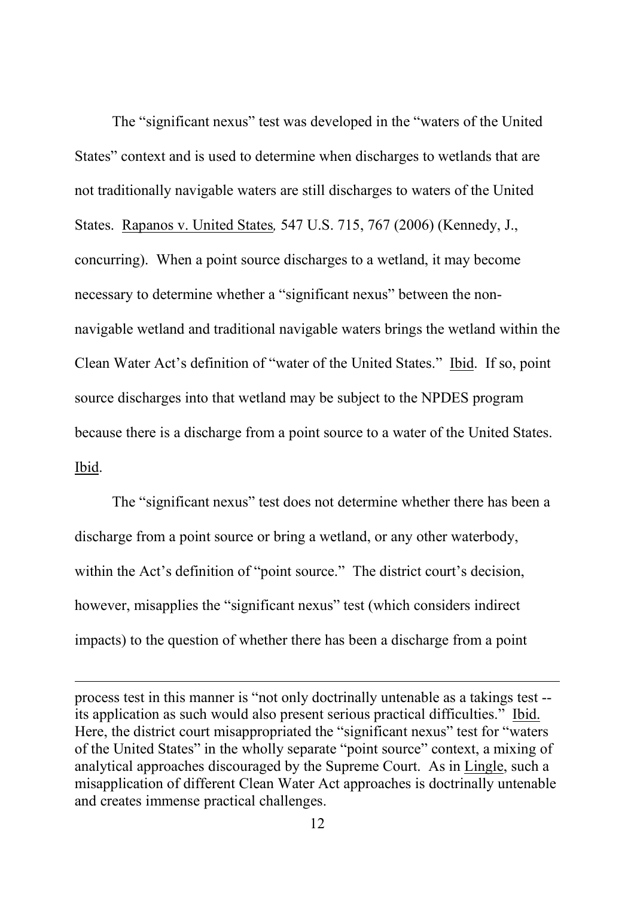The "significant nexus" test was developed in the "waters of the United States" context and is used to determine when discharges to wetlands that are not traditionally navigable waters are still discharges to waters of the United States. Rapanos v. United States*,* 547 U.S. 715, 767 (2006) (Kennedy, J., concurring). When a point source discharges to a wetland, it may become necessary to determine whether a "significant nexus" between the non-navigable wetland and traditional navigable waters brings the wetland within the Clean Water Act's definition of "water of the United States." Ibid. If so, point source discharges into that wetland may be subject to the NPDES program because there is a discharge from a point source to a water of the United States. Ibid.

The "significant nexus" test does not determine whether there has been a discharge from a point source or bring a wetland, or any other waterbody, within the Act's definition of "point source." The district court's decision, however, misapplies the "significant nexus" test (which considers indirect impacts) to the question of whether there has been a discharge from a point

---

process test in this manner is "not only doctrinally untenable as a takings test -- its application as such would also present serious practical difficulties." Ibid. Here, the district court misappropriated the "significant nexus" test for "waters of the United States" in the wholly separate "point source" context, a mixing of analytical approaches discouraged by the Supreme Court. As in Lingle, such a misapplication of different Clean Water Act approaches is doctrinally untenable and creates immense practical challenges.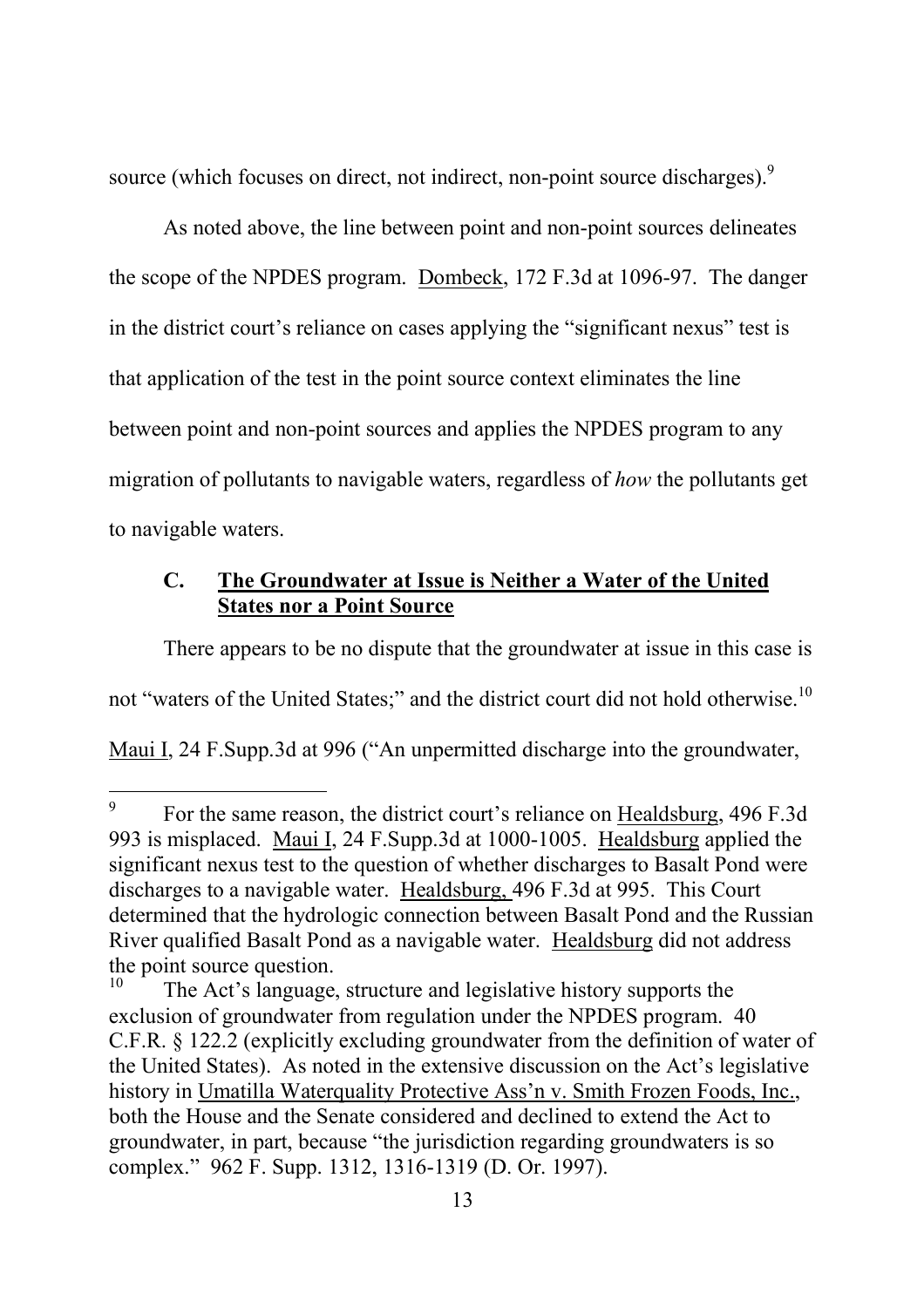source (which focuses on direct, not indirect, non-point source discharges).[9]

As noted above, the line between point and non-point sources delineates the scope of the NPDES program. Dombeck, 172 F.3d at 1096-97. The danger in the district court's reliance on cases applying the "significant nexus" test is that application of the test in the point source context eliminates the line between point and non-point sources and applies the NPDES program to any migration of pollutants to navigable waters, regardless of *how* the pollutants get to navigable waters.

### C. <u>The Groundwater at Issue is Neither a Water of the United States nor a Point Source</u>

There appears to be no dispute that the groundwater at issue in this case is not "waters of the United States;" and the district court did not hold otherwise.[10] Maui I, 24 F.Supp.3d at 996 ("An unpermitted discharge into the groundwater,

---

[9] For the same reason, the district court's reliance on Healdsburg, 496 F.3d 993 is misplaced. Maui I, 24 F.Supp.3d at 1000-1005. Healdsburg applied the significant nexus test to the question of whether discharges to Basalt Pond were discharges to a navigable water. Healdsburg, 496 F.3d at 995. This Court determined that the hydrologic connection between Basalt Pond and the Russian River qualified Basalt Pond as a navigable water. Healdsburg did not address the point source question.

[10] The Act's language, structure and legislative history supports the exclusion of groundwater from regulation under the NPDES program. 40 C.F.R. § 122.2 (explicitly excluding groundwater from the definition of water of the United States). As noted in the extensive discussion on the Act's legislative history in Umatilla Waterquality Protective Ass'n v. Smith Frozen Foods, Inc., both the House and the Senate considered and declined to extend the Act to groundwater, in part, because "the jurisdiction regarding groundwaters is so complex." 962 F. Supp. 1312, 1316-1319 (D. Or. 1997).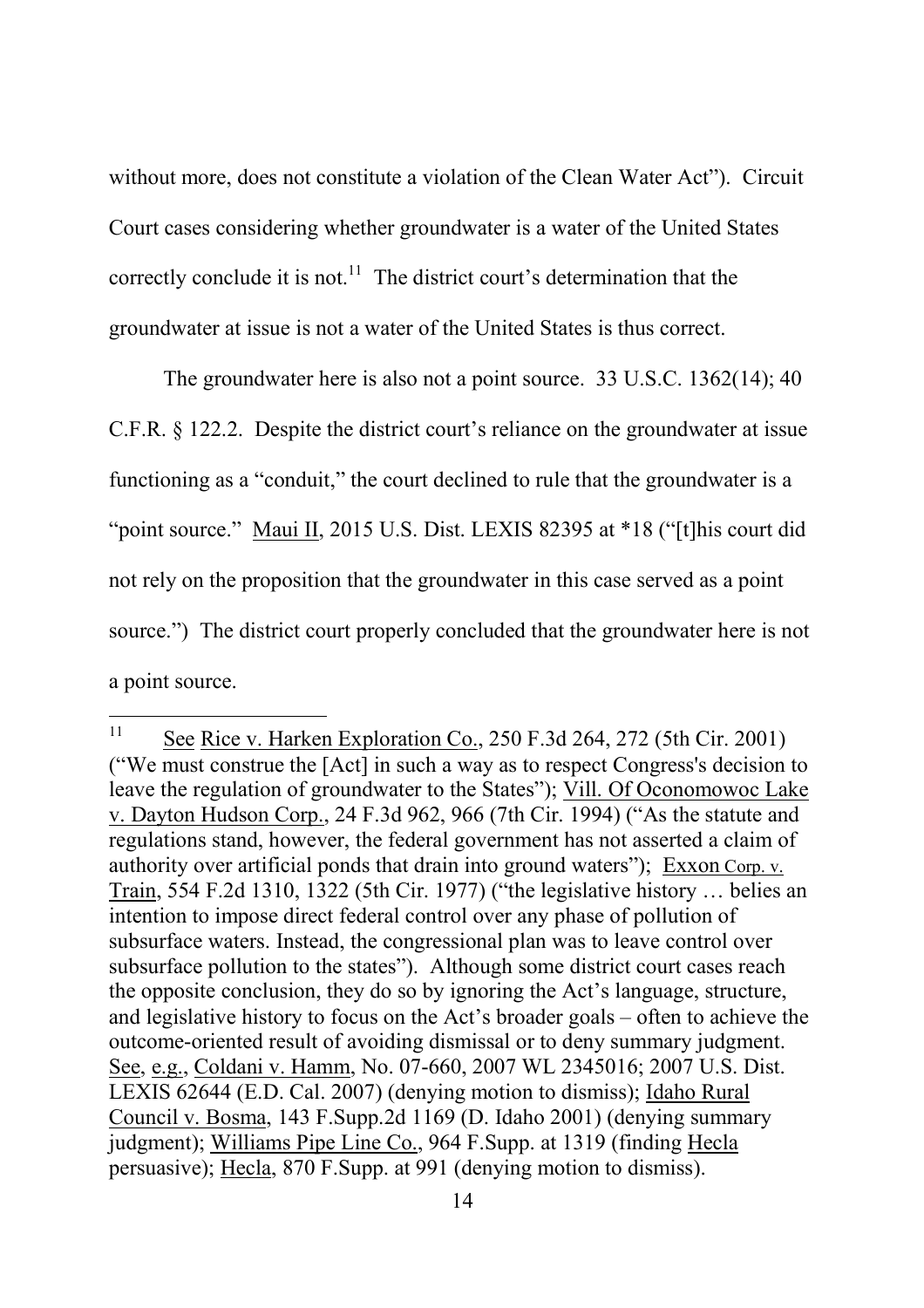without more, does not constitute a violation of the Clean Water Act"). Circuit Court cases considering whether groundwater is a water of the United States correctly conclude it is not.[11] The district court's determination that the groundwater at issue is not a water of the United States is thus correct.

The groundwater here is also not a point source. 33 U.S.C. 1362(14); 40 C.F.R. § 122.2. Despite the district court's reliance on the groundwater at issue functioning as a "conduit," the court declined to rule that the groundwater is a "point source." Maui II, 2015 U.S. Dist. LEXIS 82395 at *18 ("[t]his court did not rely on the proposition that the groundwater in this case served as a point source.") The district court properly concluded that the groundwater here is not a point source.

---

[11] See Rice v. Harken Exploration Co., 250 F.3d 264, 272 (5th Cir. 2001) ("We must construe the [Act] in such a way as to respect Congress's decision to leave the regulation of groundwater to the States"); Vill. Of Oconomowoc Lake v. Dayton Hudson Corp., 24 F.3d 962, 966 (7th Cir. 1994) ("As the statute and regulations stand, however, the federal government has not asserted a claim of authority over artificial ponds that drain into ground waters"); Exxon Corp. v. Train, 554 F.2d 1310, 1322 (5th Cir. 1977) ("the legislative history … belies an intention to impose direct federal control over any phase of pollution of subsurface waters. Instead, the congressional plan was to leave control over subsurface pollution to the states"). Although some district court cases reach the opposite conclusion, they do so by ignoring the Act's language, structure, and legislative history to focus on the Act's broader goals – often to achieve the outcome-oriented result of avoiding dismissal or to deny summary judgment. See, e.g., Coldani v. Hamm, No. 07-660, 2007 WL 2345016; 2007 U.S. Dist. LEXIS 62644 (E.D. Cal. 2007) (denying motion to dismiss); Idaho Rural Council v. Bosma, 143 F.Supp.2d 1169 (D. Idaho 2001) (denying summary judgment); Williams Pipe Line Co., 964 F.Supp. at 1319 (finding Hecla persuasive); Hecla, 870 F.Supp. at 991 (denying motion to dismiss).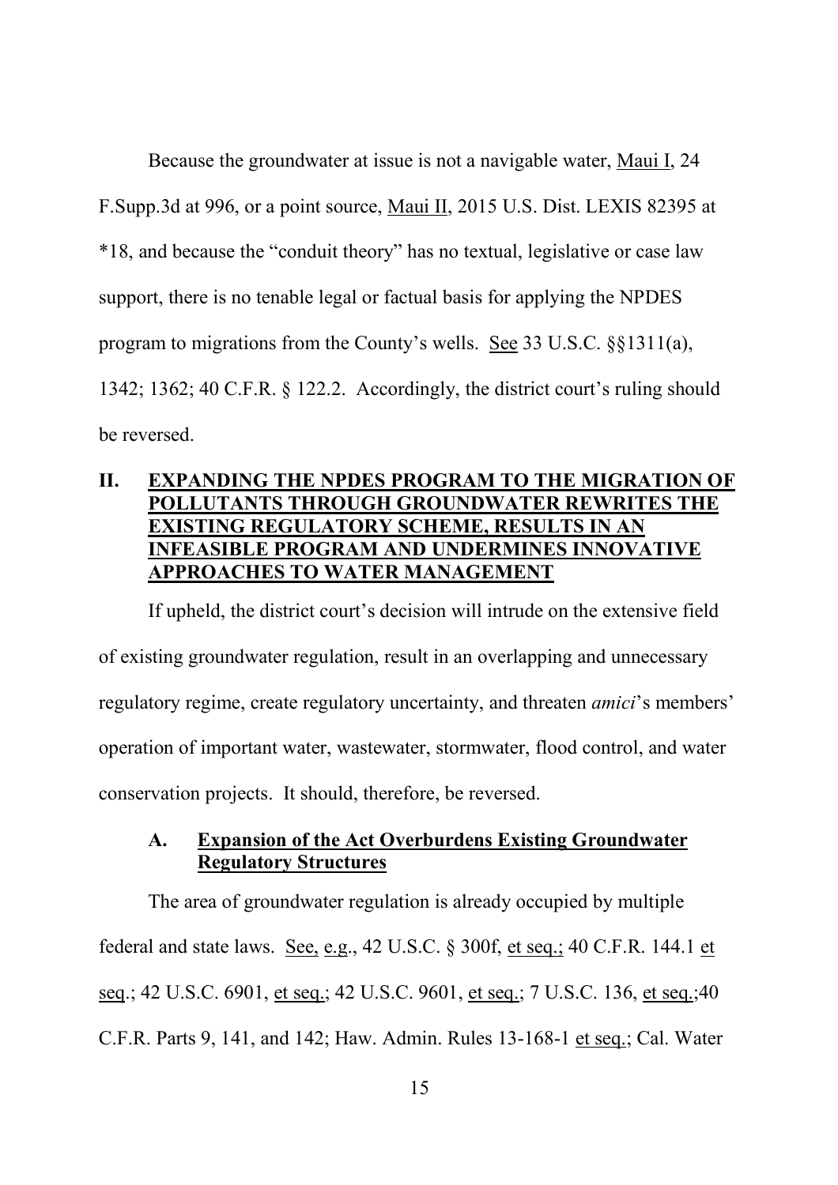Because the groundwater at issue is not a navigable water, <u>Maui I</u>, 24 F.Supp.3d at 996, or a point source, <u>Maui II</u>, 2015 U.S. Dist. LEXIS 82395 at *18, and because the "conduit theory" has no textual, legislative or case law support, there is no tenable legal or factual basis for applying the NPDES program to migrations from the County's wells. <u>See</u> 33 U.S.C. §§1311(a), 1342; 1362; 40 C.F.R. § 122.2. Accordingly, the district court's ruling should be reversed.

## II. <u>EXPANDING THE NPDES PROGRAM TO THE MIGRATION OF POLLUTANTS THROUGH GROUNDWATER REWRITES THE EXISTING REGULATORY SCHEME, RESULTS IN AN INFEASIBLE PROGRAM AND UNDERMINES INNOVATIVE APPROACHES TO WATER MANAGEMENT</u>

If upheld, the district court's decision will intrude on the extensive field of existing groundwater regulation, result in an overlapping and unnecessary regulatory regime, create regulatory uncertainty, and threaten *amici*'s members' operation of important water, wastewater, stormwater, flood control, and water conservation projects. It should, therefore, be reversed.

### A. <u>Expansion of the Act Overburdens Existing Groundwater Regulatory Structures</u>

The area of groundwater regulation is already occupied by multiple federal and state laws. <u>See, e.g.</u>, 42 U.S.C. § 300f, <u>et seq.;</u> 40 C.F.R. 144.1 <u>et seq</u>.; 42 U.S.C. 6901, <u>et seq.;</u> 42 U.S.C. 9601, <u>et seq.;</u> 7 U.S.C. 136, <u>et seq.;</u>40 C.F.R. Parts 9, 141, and 142; Haw. Admin. Rules 13-168-1 <u>et seq.;</u> Cal. Water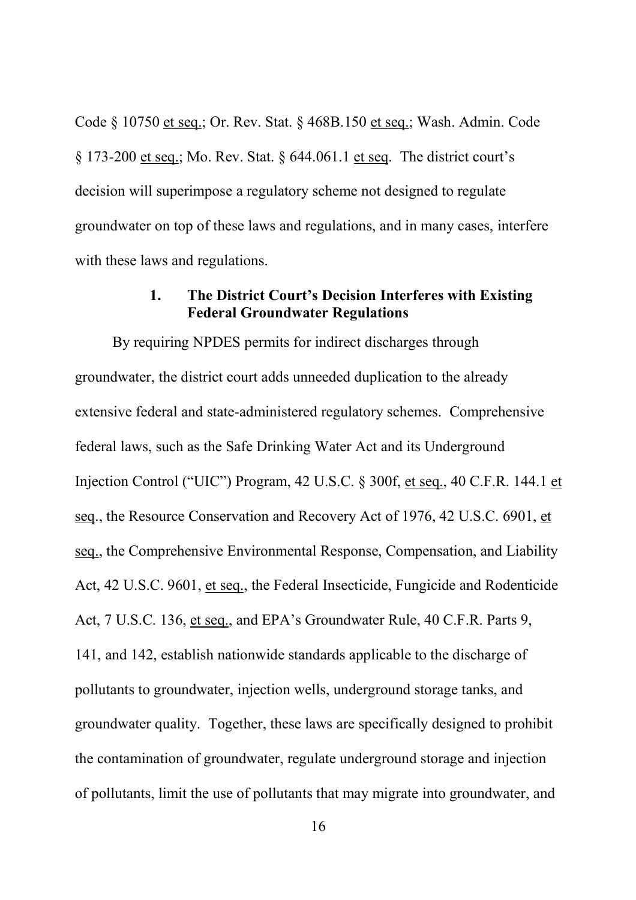Code § 10750 et seq.; Or. Rev. Stat. § 468B.150 et seq.; Wash. Admin. Code § 173-200 et seq.; Mo. Rev. Stat. § 644.061.1 et seq. The district court's decision will superimpose a regulatory scheme not designed to regulate groundwater on top of these laws and regulations, and in many cases, interfere with these laws and regulations.

### 1. The District Court's Decision Interferes with Existing Federal Groundwater Regulations

By requiring NPDES permits for indirect discharges through groundwater, the district court adds unneeded duplication to the already extensive federal and state-administered regulatory schemes. Comprehensive federal laws, such as the Safe Drinking Water Act and its Underground Injection Control ("UIC") Program, 42 U.S.C. § 300f, et seq., 40 C.F.R. 144.1 et seq., the Resource Conservation and Recovery Act of 1976, 42 U.S.C. 6901, et seq., the Comprehensive Environmental Response, Compensation, and Liability Act, 42 U.S.C. 9601, et seq., the Federal Insecticide, Fungicide and Rodenticide Act, 7 U.S.C. 136, et seq., and EPA's Groundwater Rule, 40 C.F.R. Parts 9, 141, and 142, establish nationwide standards applicable to the discharge of pollutants to groundwater, injection wells, underground storage tanks, and groundwater quality. Together, these laws are specifically designed to prohibit the contamination of groundwater, regulate underground storage and injection of pollutants, limit the use of pollutants that may migrate into groundwater, and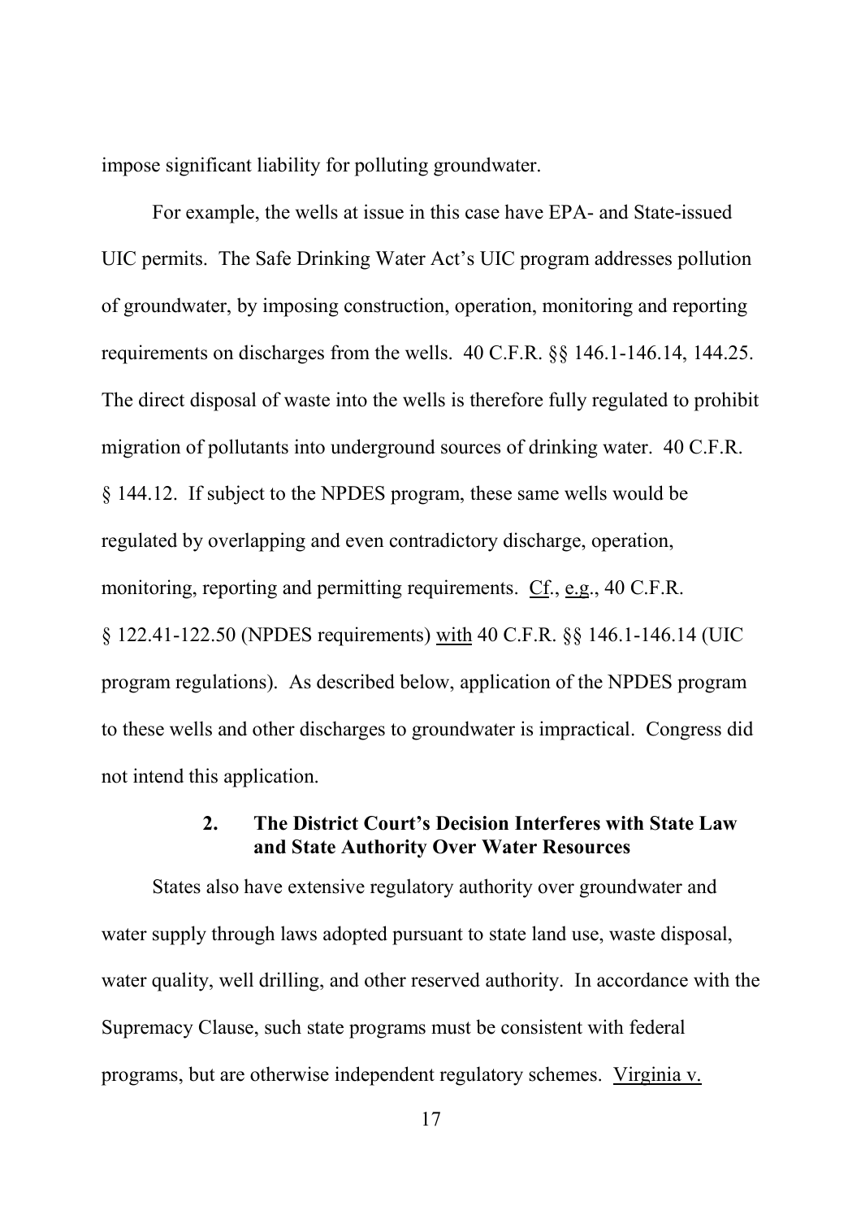impose significant liability for polluting groundwater.

For example, the wells at issue in this case have EPA- and State-issued UIC permits. The Safe Drinking Water Act's UIC program addresses pollution of groundwater, by imposing construction, operation, monitoring and reporting requirements on discharges from the wells. 40 C.F.R. §§ 146.1-146.14, 144.25. The direct disposal of waste into the wells is therefore fully regulated to prohibit migration of pollutants into underground sources of drinking water. 40 C.F.R. § 144.12. If subject to the NPDES program, these same wells would be regulated by overlapping and even contradictory discharge, operation, monitoring, reporting and permitting requirements. Cf., e.g., 40 C.F.R. § 122.41-122.50 (NPDES requirements) with 40 C.F.R. §§ 146.1-146.14 (UIC program regulations). As described below, application of the NPDES program to these wells and other discharges to groundwater is impractical. Congress did not intend this application.

#### 2. The District Court's Decision Interferes with State Law and State Authority Over Water Resources

States also have extensive regulatory authority over groundwater and water supply through laws adopted pursuant to state land use, waste disposal, water quality, well drilling, and other reserved authority. In accordance with the Supremacy Clause, such state programs must be consistent with federal programs, but are otherwise independent regulatory schemes. Virginia v.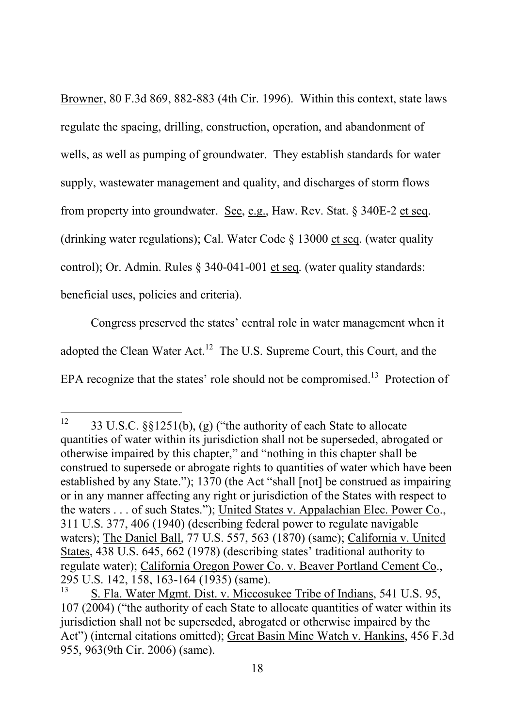Browner, 80 F.3d 869, 882-883 (4th Cir. 1996). Within this context, state laws regulate the spacing, drilling, construction, operation, and abandonment of wells, as well as pumping of groundwater. They establish standards for water supply, wastewater management and quality, and discharges of storm flows from property into groundwater. See, e.g., Haw. Rev. Stat. § 340E-2 et seq. (drinking water regulations); Cal. Water Code § 13000 et seq. (water quality control); Or. Admin. Rules § 340-041-001 et seq. (water quality standards: beneficial uses, policies and criteria).

Congress preserved the states' central role in water management when it adopted the Clean Water Act.[12] The U.S. Supreme Court, this Court, and the EPA recognize that the states' role should not be compromised.[13] Protection of

---

[12] 33 U.S.C. §§1251(b), (g) ("the authority of each State to allocate quantities of water within its jurisdiction shall not be superseded, abrogated or otherwise impaired by this chapter," and "nothing in this chapter shall be construed to supersede or abrogate rights to quantities of water which have been established by any State."); 1370 (the Act "shall [not] be construed as impairing or in any manner affecting any right or jurisdiction of the States with respect to the waters . . . of such States."); United States v. Appalachian Elec. Power Co., 311 U.S. 377, 406 (1940) (describing federal power to regulate navigable waters); The Daniel Ball, 77 U.S. 557, 563 (1870) (same); California v. United States, 438 U.S. 645, 662 (1978) (describing states' traditional authority to regulate water); California Oregon Power Co. v. Beaver Portland Cement Co., 295 U.S. 142, 158, 163-164 (1935) (same).

[13] S. Fla. Water Mgmt. Dist. v. Miccosukee Tribe of Indians, 541 U.S. 95, 107 (2004) ("the authority of each State to allocate quantities of water within its jurisdiction shall not be superseded, abrogated or otherwise impaired by the Act") (internal citations omitted); Great Basin Mine Watch v. Hankins, 456 F.3d 955, 963(9th Cir. 2006) (same).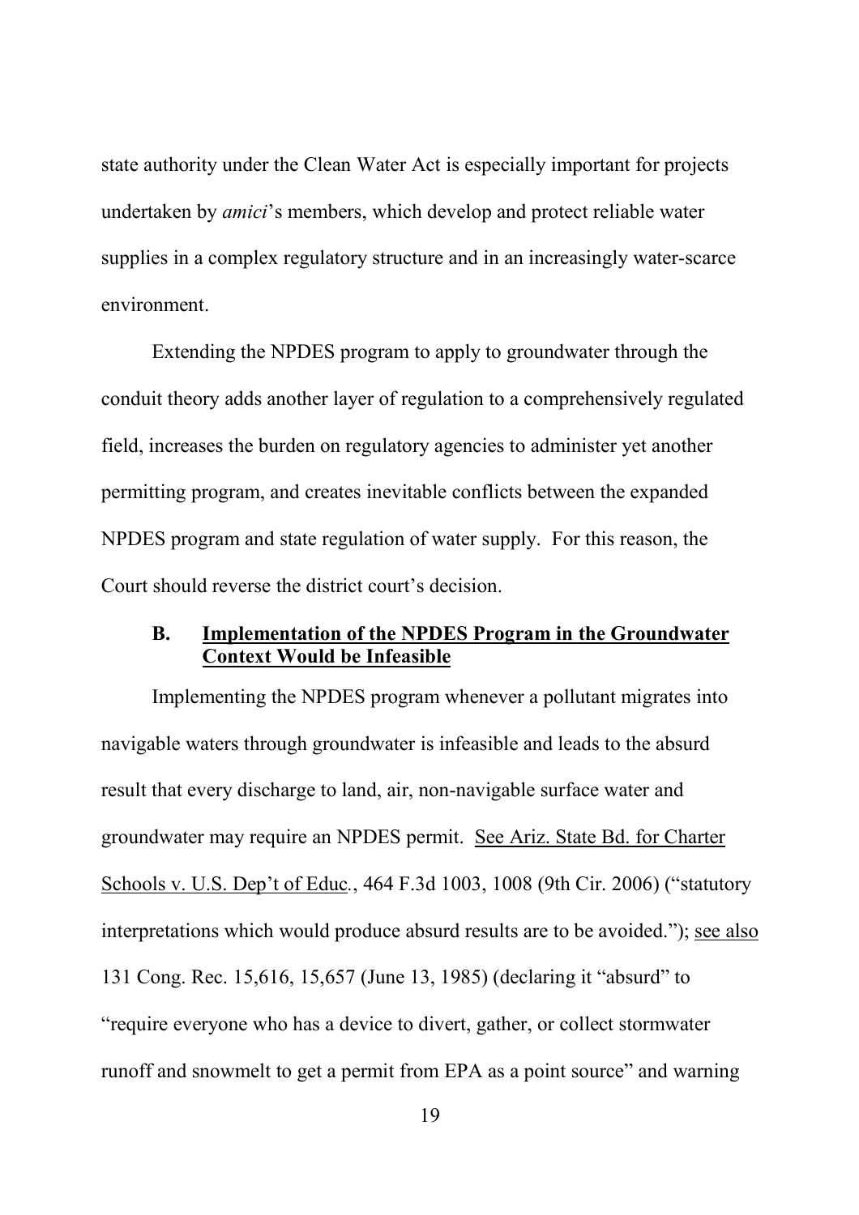state authority under the Clean Water Act is especially important for projects undertaken by *amici*'s members, which develop and protect reliable water supplies in a complex regulatory structure and in an increasingly water-scarce environment.

Extending the NPDES program to apply to groundwater through the conduit theory adds another layer of regulation to a comprehensively regulated field, increases the burden on regulatory agencies to administer yet another permitting program, and creates inevitable conflicts between the expanded NPDES program and state regulation of water supply. For this reason, the Court should reverse the district court's decision.

### B. Implementation of the NPDES Program in the Groundwater Context Would be Infeasible

Implementing the NPDES program whenever a pollutant migrates into navigable waters through groundwater is infeasible and leads to the absurd result that every discharge to land, air, non-navigable surface water and groundwater may require an NPDES permit. See Ariz. State Bd. for Charter Schools v. U.S. Dep't of Educ., 464 F.3d 1003, 1008 (9th Cir. 2006) ("statutory interpretations which would produce absurd results are to be avoided."); see also 131 Cong. Rec. 15,616, 15,657 (June 13, 1985) (declaring it "absurd" to "require everyone who has a device to divert, gather, or collect stormwater runoff and snowmelt to get a permit from EPA as a point source" and warning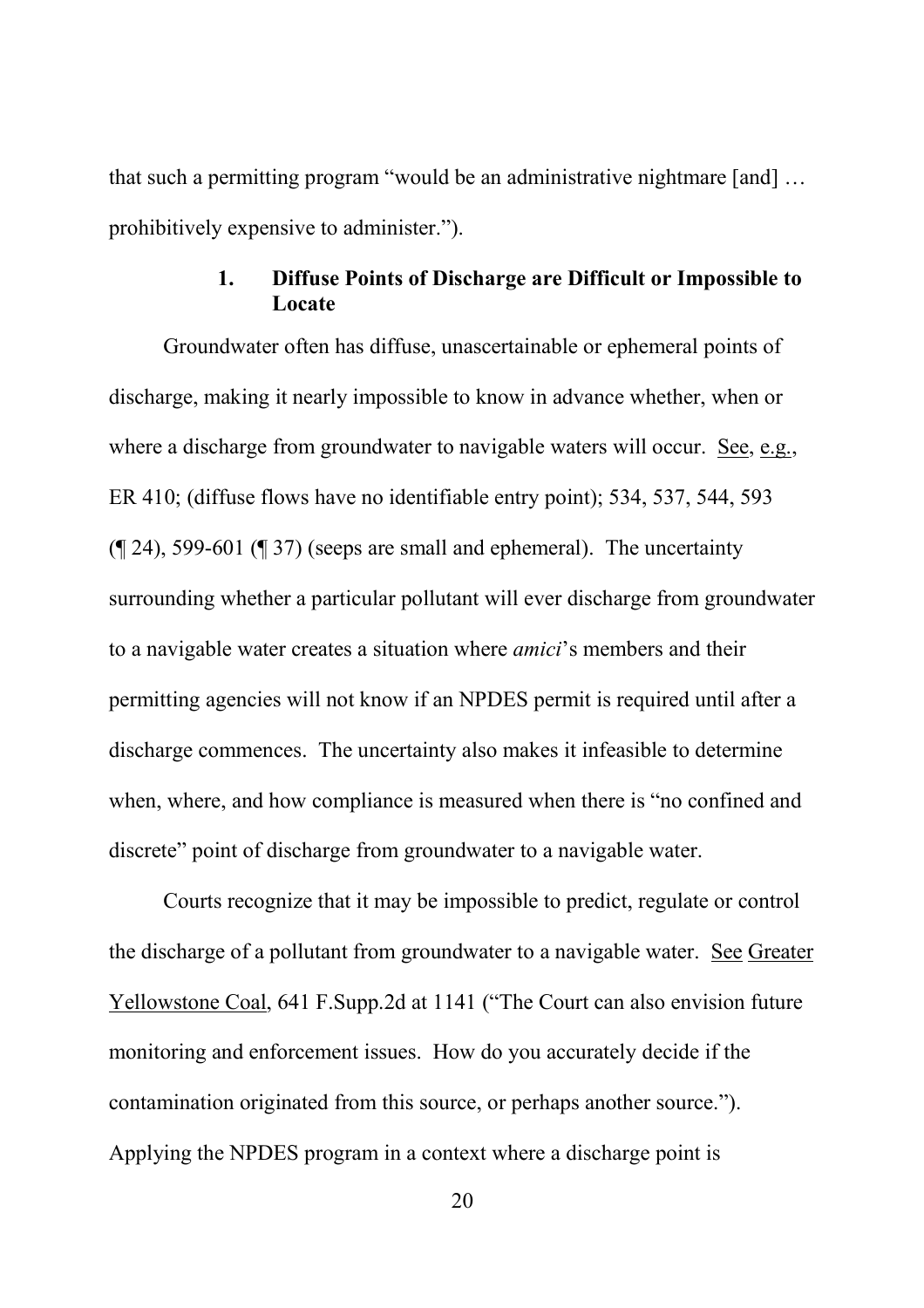that such a permitting program "would be an administrative nightmare [and] … prohibitively expensive to administer.").

#### 1. Diffuse Points of Discharge are Difficult or Impossible to Locate

Groundwater often has diffuse, unascertainable or ephemeral points of discharge, making it nearly impossible to know in advance whether, when or where a discharge from groundwater to navigable waters will occur. See, e.g., ER 410; (diffuse flows have no identifiable entry point); 534, 537, 544, 593 (¶ 24), 599-601 (¶ 37) (seeps are small and ephemeral). The uncertainty surrounding whether a particular pollutant will ever discharge from groundwater to a navigable water creates a situation where *amici*'s members and their permitting agencies will not know if an NPDES permit is required until after a discharge commences. The uncertainty also makes it infeasible to determine when, where, and how compliance is measured when there is "no confined and discrete" point of discharge from groundwater to a navigable water.

Courts recognize that it may be impossible to predict, regulate or control the discharge of a pollutant from groundwater to a navigable water. See Greater Yellowstone Coal, 641 F.Supp.2d at 1141 ("The Court can also envision future monitoring and enforcement issues. How do you accurately decide if the contamination originated from this source, or perhaps another source."). Applying the NPDES program in a context where a discharge point is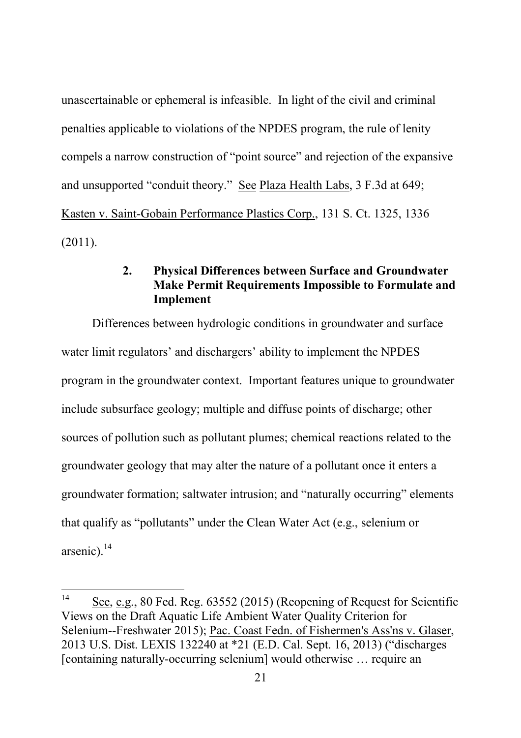unascertainable or ephemeral is infeasible. In light of the civil and criminal penalties applicable to violations of the NPDES program, the rule of lenity compels a narrow construction of "point source" and rejection of the expansive and unsupported "conduit theory." See Plaza Health Labs, 3 F.3d at 649; Kasten v. Saint-Gobain Performance Plastics Corp., 131 S. Ct. 1325, 1336 (2011).

### 2. Physical Differences between Surface and Groundwater Make Permit Requirements Impossible to Formulate and Implement

Differences between hydrologic conditions in groundwater and surface water limit regulators' and dischargers' ability to implement the NPDES program in the groundwater context. Important features unique to groundwater include subsurface geology; multiple and diffuse points of discharge; other sources of pollution such as pollutant plumes; chemical reactions related to the groundwater geology that may alter the nature of a pollutant once it enters a groundwater formation; saltwater intrusion; and "naturally occurring" elements that qualify as "pollutants" under the Clean Water Act (e.g., selenium or arsenic).[14]

---

[14] See, e.g., 80 Fed. Reg. 63552 (2015) (Reopening of Request for Scientific Views on the Draft Aquatic Life Ambient Water Quality Criterion for Selenium--Freshwater 2015); Pac. Coast Fedn. of Fishermen's Ass'ns v. Glaser, 2013 U.S. Dist. LEXIS 132240 at *21 (E.D. Cal. Sept. 16, 2013) ("discharges [containing naturally-occurring selenium] would otherwise … require an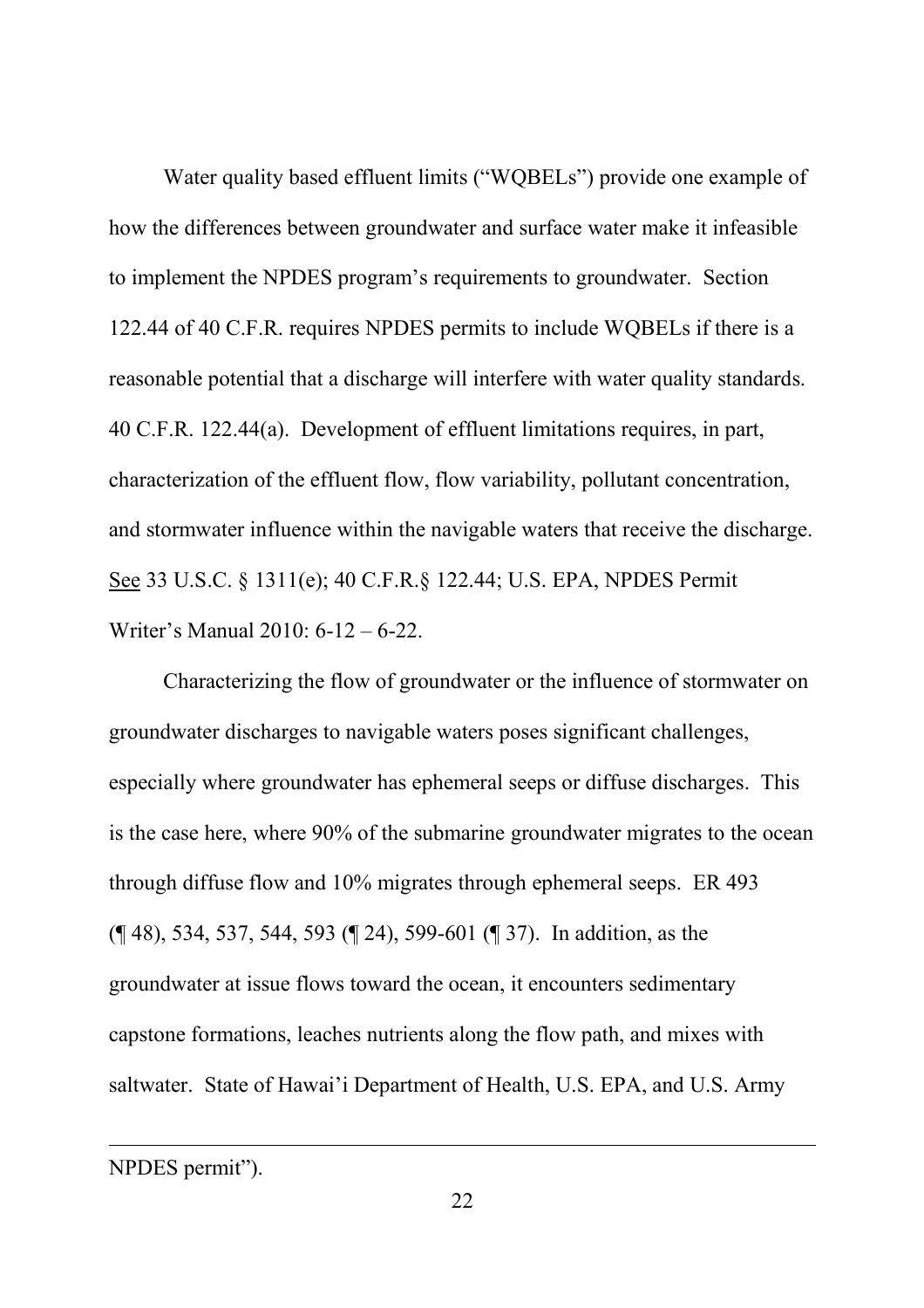Water quality based effluent limits ("WQBELs") provide one example of how the differences between groundwater and surface water make it infeasible to implement the NPDES program's requirements to groundwater. Section 122.44 of 40 C.F.R. requires NPDES permits to include WQBELs if there is a reasonable potential that a discharge will interfere with water quality standards. 40 C.F.R. 122.44(a). Development of effluent limitations requires, in part, characterization of the effluent flow, flow variability, pollutant concentration, and stormwater influence within the navigable waters that receive the discharge. See 33 U.S.C. § 1311(e); 40 C.F.R.§ 122.44; U.S. EPA, NPDES Permit Writer's Manual 2010: 6-12 – 6-22.

Characterizing the flow of groundwater or the influence of stormwater on groundwater discharges to navigable waters poses significant challenges, especially where groundwater has ephemeral seeps or diffuse discharges. This is the case here, where 90% of the submarine groundwater migrates to the ocean through diffuse flow and 10% migrates through ephemeral seeps. ER 493 (¶ 48), 534, 537, 544, 593 (¶ 24), 599-601 (¶ 37). In addition, as the groundwater at issue flows toward the ocean, it encounters sedimentary capstone formations, leaches nutrients along the flow path, and mixes with saltwater. State of Hawai'i Department of Health, U.S. EPA, and U.S. Army

---

NPDES permit").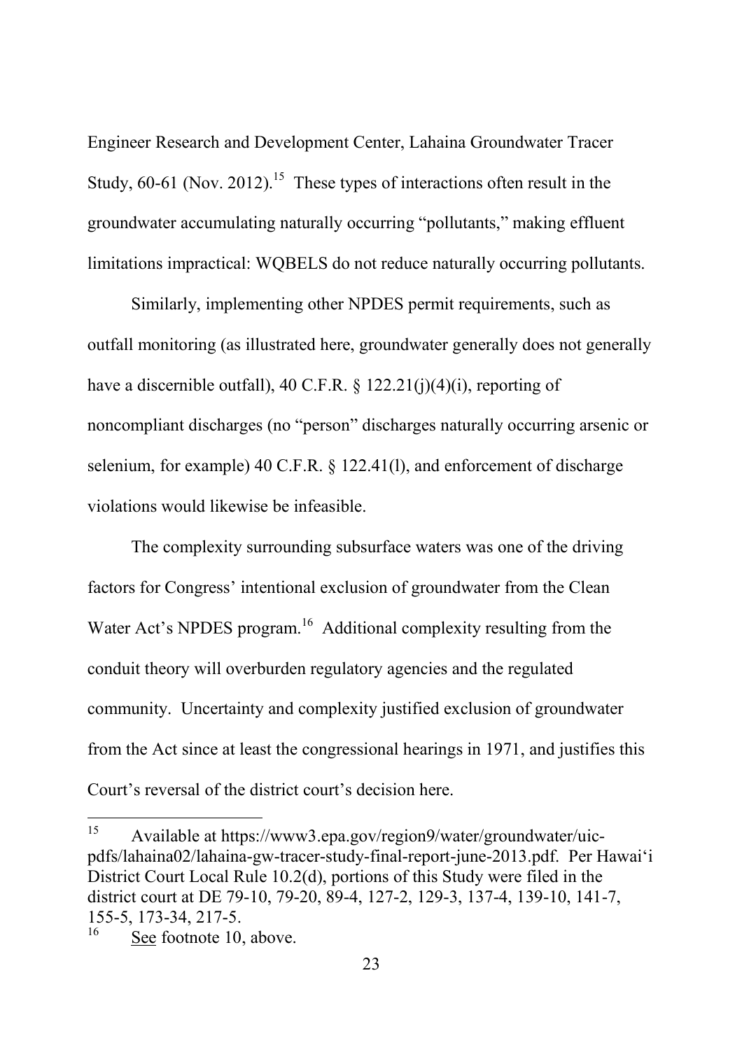Engineer Research and Development Center, Lahaina Groundwater Tracer Study, 60-61 (Nov. 2012).[15] These types of interactions often result in the groundwater accumulating naturally occurring "pollutants," making effluent limitations impractical: WQBELS do not reduce naturally occurring pollutants.

Similarly, implementing other NPDES permit requirements, such as outfall monitoring (as illustrated here, groundwater generally does not generally have a discernible outfall), 40 C.F.R. § 122.21(j)(4)(i), reporting of noncompliant discharges (no "person" discharges naturally occurring arsenic or selenium, for example) 40 C.F.R. § 122.41(l), and enforcement of discharge violations would likewise be infeasible.

The complexity surrounding subsurface waters was one of the driving factors for Congress' intentional exclusion of groundwater from the Clean Water Act's NPDES program.[16] Additional complexity resulting from the conduit theory will overburden regulatory agencies and the regulated community. Uncertainty and complexity justified exclusion of groundwater from the Act since at least the congressional hearings in 1971, and justifies this Court's reversal of the district court's decision here.

---

[15] Available at https://www3.epa.gov/region9/water/groundwater/uic-pdfs/lahaina02/lahaina-gw-tracer-study-final-report-june-2013.pdf. Per Hawai'i District Court Local Rule 10.2(d), portions of this Study were filed in the district court at DE 79-10, 79-20, 89-4, 127-2, 129-3, 137-4, 139-10, 141-7, 155-5, 173-34, 217-5.

[16] See footnote 10, above.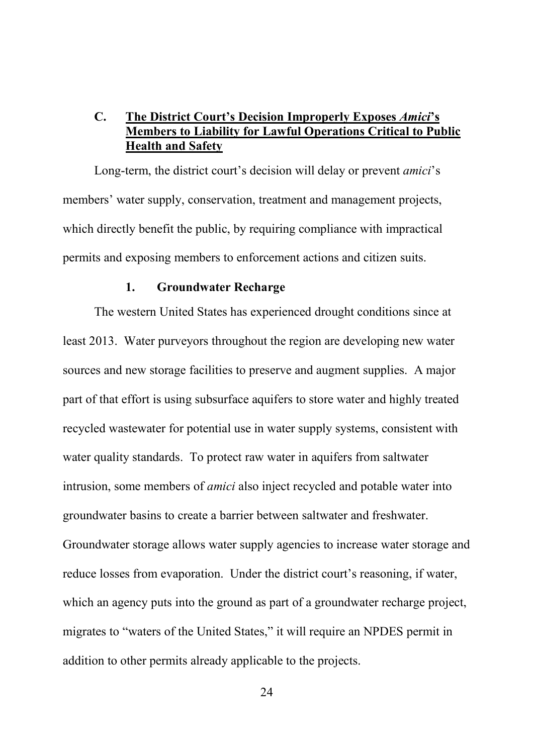### C. **The District Court's Decision Improperly Exposes *Amici*'s Members to Liability for Lawful Operations Critical to Public Health and Safety**

Long-term, the district court's decision will delay or prevent *amici*'s members' water supply, conservation, treatment and management projects, which directly benefit the public, by requiring compliance with impractical permits and exposing members to enforcement actions and citizen suits.

#### 1. Groundwater Recharge

The western United States has experienced drought conditions since at least 2013. Water purveyors throughout the region are developing new water sources and new storage facilities to preserve and augment supplies. A major part of that effort is using subsurface aquifers to store water and highly treated recycled wastewater for potential use in water supply systems, consistent with water quality standards. To protect raw water in aquifers from saltwater intrusion, some members of *amici* also inject recycled and potable water into groundwater basins to create a barrier between saltwater and freshwater. Groundwater storage allows water supply agencies to increase water storage and reduce losses from evaporation. Under the district court's reasoning, if water, which an agency puts into the ground as part of a groundwater recharge project, migrates to "waters of the United States," it will require an NPDES permit in addition to other permits already applicable to the projects.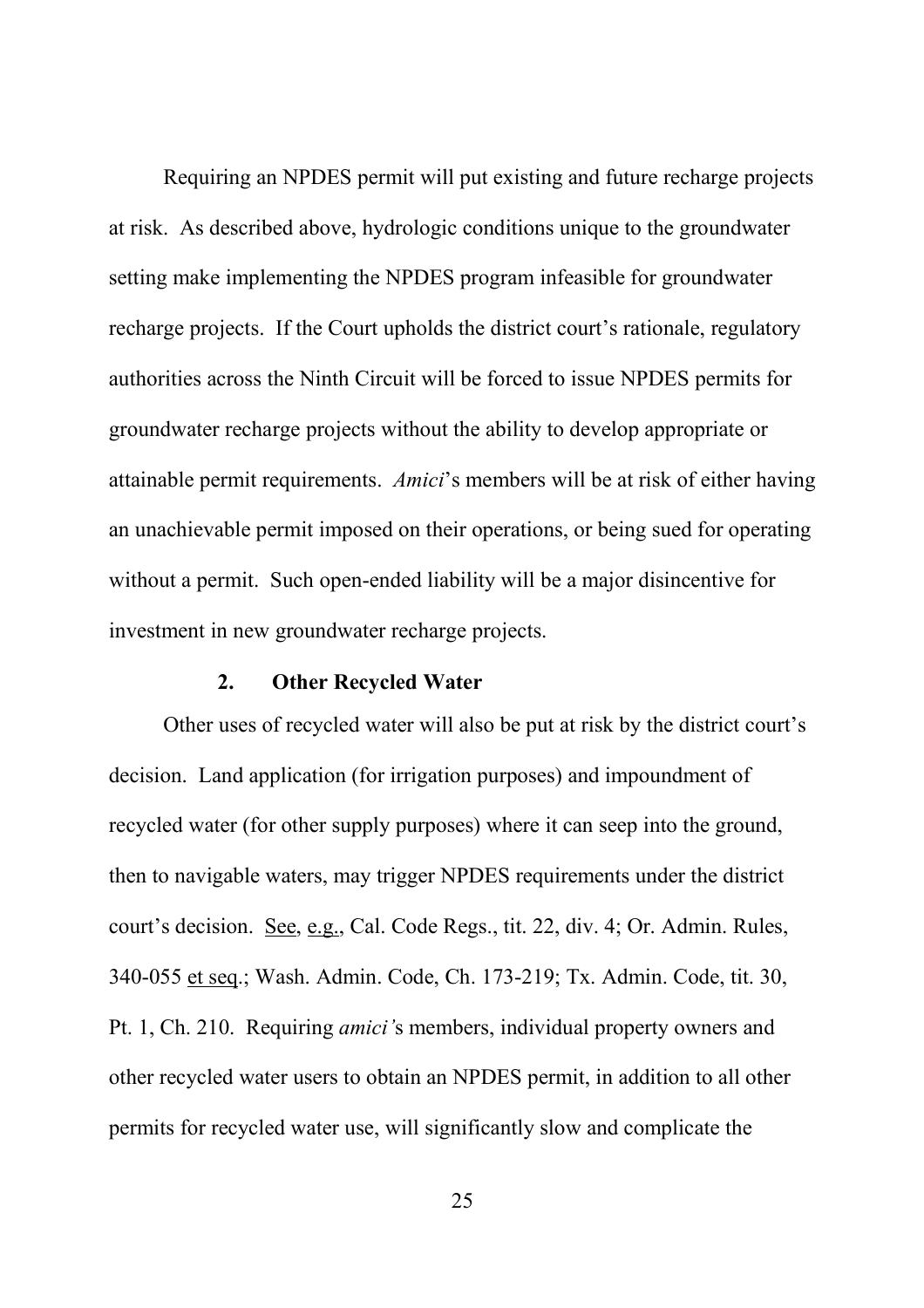Requiring an NPDES permit will put existing and future recharge projects at risk. As described above, hydrologic conditions unique to the groundwater setting make implementing the NPDES program infeasible for groundwater recharge projects. If the Court upholds the district court's rationale, regulatory authorities across the Ninth Circuit will be forced to issue NPDES permits for groundwater recharge projects without the ability to develop appropriate or attainable permit requirements. *Amici*'s members will be at risk of either having an unachievable permit imposed on their operations, or being sued for operating without a permit. Such open-ended liability will be a major disincentive for investment in new groundwater recharge projects.

### 2. Other Recycled Water

Other uses of recycled water will also be put at risk by the district court's decision. Land application (for irrigation purposes) and impoundment of recycled water (for other supply purposes) where it can seep into the ground, then to navigable waters, may trigger NPDES requirements under the district court's decision. See, e.g., Cal. Code Regs., tit. 22, div. 4; Or. Admin. Rules, 340-055 et seq.; Wash. Admin. Code, Ch. 173-219; Tx. Admin. Code, tit. 30, Pt. 1, Ch. 210. Requiring *amici'*s members, individual property owners and other recycled water users to obtain an NPDES permit, in addition to all other permits for recycled water use, will significantly slow and complicate the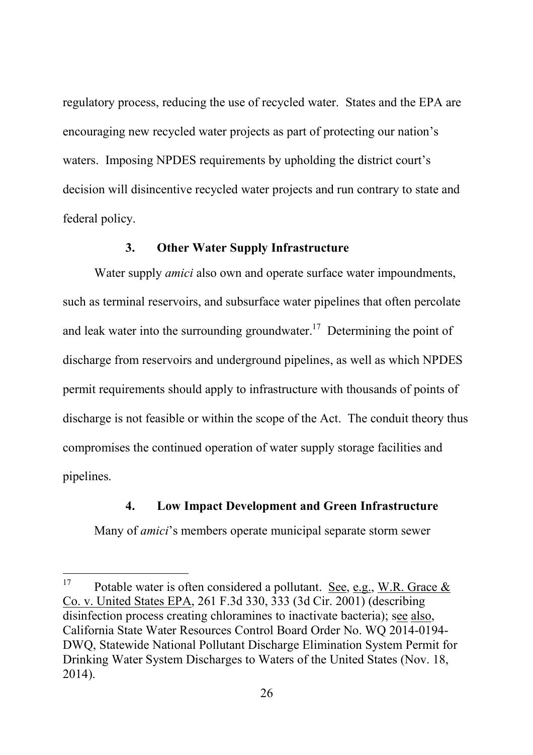regulatory process, reducing the use of recycled water. States and the EPA are encouraging new recycled water projects as part of protecting our nation's waters. Imposing NPDES requirements by upholding the district court's decision will disincentive recycled water projects and run contrary to state and federal policy.

### 3. Other Water Supply Infrastructure

Water supply *amici* also own and operate surface water impoundments, such as terminal reservoirs, and subsurface water pipelines that often percolate and leak water into the surrounding groundwater.[17] Determining the point of discharge from reservoirs and underground pipelines, as well as which NPDES permit requirements should apply to infrastructure with thousands of points of discharge is not feasible or within the scope of the Act. The conduit theory thus compromises the continued operation of water supply storage facilities and pipelines.

### 4. Low Impact Development and Green Infrastructure

Many of *amici*'s members operate municipal separate storm sewer

---

[17] Potable water is often considered a pollutant. See, e.g., W.R. Grace & Co. v. United States EPA, 261 F.3d 330, 333 (3d Cir. 2001) (describing disinfection process creating chloramines to inactivate bacteria); see also, California State Water Resources Control Board Order No. WQ 2014-0194-DWQ, Statewide National Pollutant Discharge Elimination System Permit for Drinking Water System Discharges to Waters of the United States (Nov. 18, 2014).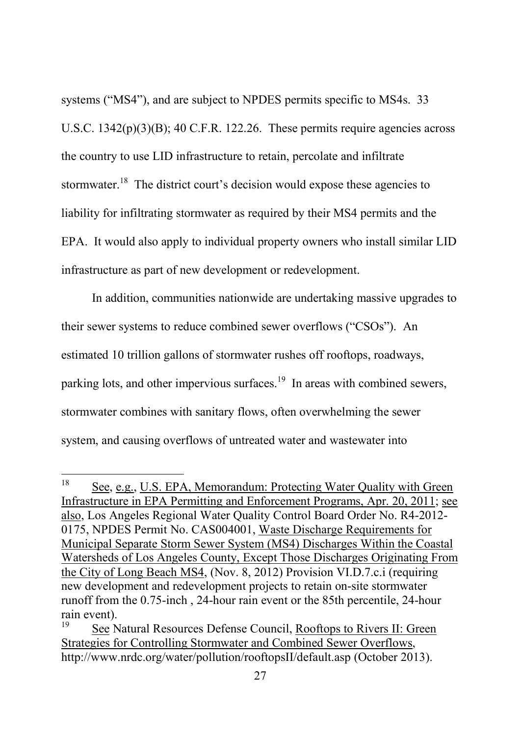systems ("MS4"), and are subject to NPDES permits specific to MS4s. 33 U.S.C. 1342(p)(3)(B); 40 C.F.R. 122.26. These permits require agencies across the country to use LID infrastructure to retain, percolate and infiltrate stormwater.[18] The district court's decision would expose these agencies to liability for infiltrating stormwater as required by their MS4 permits and the EPA. It would also apply to individual property owners who install similar LID infrastructure as part of new development or redevelopment.

In addition, communities nationwide are undertaking massive upgrades to their sewer systems to reduce combined sewer overflows ("CSOs"). An estimated 10 trillion gallons of stormwater rushes off rooftops, roadways, parking lots, and other impervious surfaces.[19] In areas with combined sewers, stormwater combines with sanitary flows, often overwhelming the sewer system, and causing overflows of untreated water and wastewater into

---

[18] See, e.g., U.S. EPA, Memorandum: Protecting Water Quality with Green Infrastructure in EPA Permitting and Enforcement Programs, Apr. 20, 2011; see also, Los Angeles Regional Water Quality Control Board Order No. R4-2012-0175, NPDES Permit No. CAS004001, Waste Discharge Requirements for Municipal Separate Storm Sewer System (MS4) Discharges Within the Coastal Watersheds of Los Angeles County, Except Those Discharges Originating From the City of Long Beach MS4, (Nov. 8, 2012) Provision VI.D.7.c.i (requiring new development and redevelopment projects to retain on-site stormwater runoff from the 0.75-inch , 24-hour rain event or the 85th percentile, 24-hour rain event).

[19] See Natural Resources Defense Council, Rooftops to Rivers II: Green Strategies for Controlling Stormwater and Combined Sewer Overflows, http://www.nrdc.org/water/pollution/rooftopsII/default.asp (October 2013).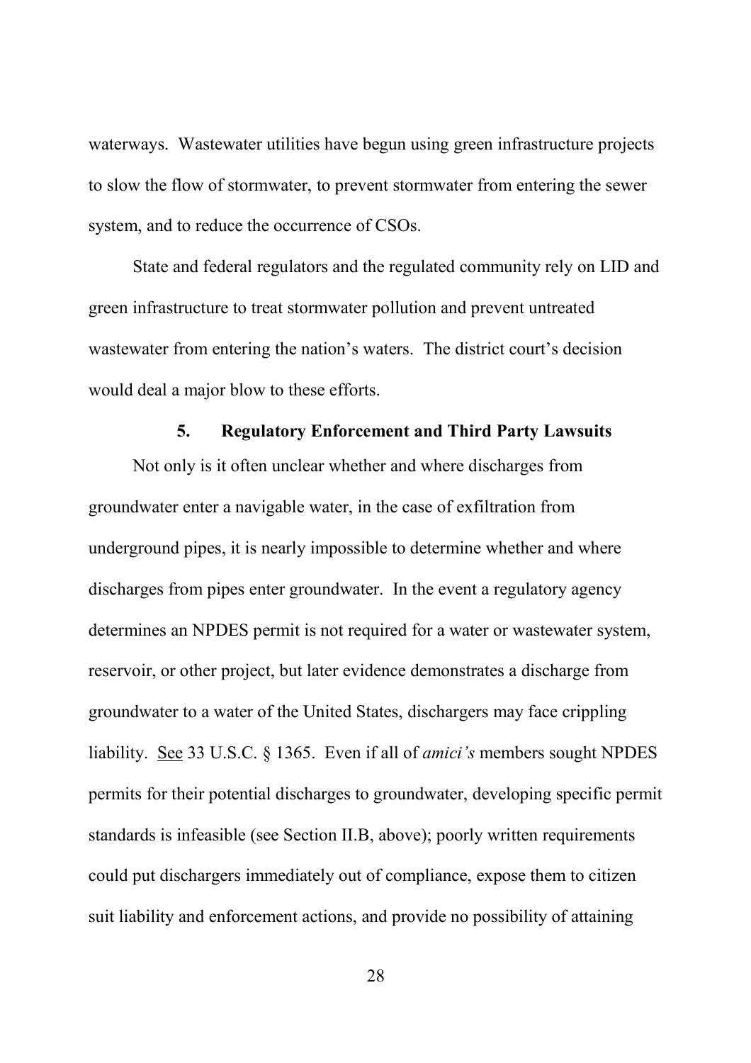waterways. Wastewater utilities have begun using green infrastructure projects to slow the flow of stormwater, to prevent stormwater from entering the sewer system, and to reduce the occurrence of CSOs.

State and federal regulators and the regulated community rely on LID and green infrastructure to treat stormwater pollution and prevent untreated wastewater from entering the nation's waters. The district court's decision would deal a major blow to these efforts.

### 5. Regulatory Enforcement and Third Party Lawsuits

Not only is it often unclear whether and where discharges from groundwater enter a navigable water, in the case of exfiltration from underground pipes, it is nearly impossible to determine whether and where discharges from pipes enter groundwater. In the event a regulatory agency determines an NPDES permit is not required for a water or wastewater system, reservoir, or other project, but later evidence demonstrates a discharge from groundwater to a water of the United States, dischargers may face crippling liability. See 33 U.S.C. § 1365. Even if all of *amici's* members sought NPDES permits for their potential discharges to groundwater, developing specific permit standards is infeasible (see Section II.B, above); poorly written requirements could put dischargers immediately out of compliance, expose them to citizen suit liability and enforcement actions, and provide no possibility of attaining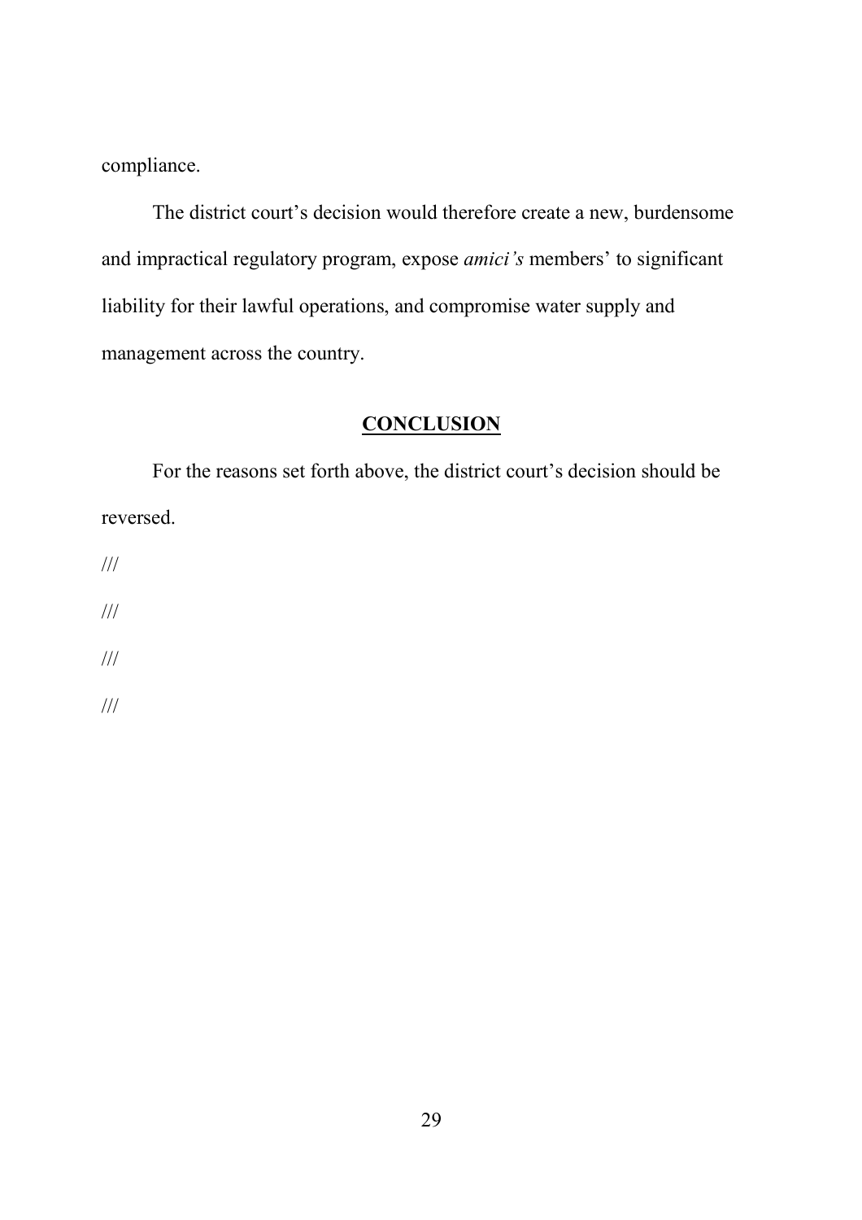compliance.

The district court's decision would therefore create a new, burdensome and impractical regulatory program, expose *amici's* members' to significant liability for their lawful operations, and compromise water supply and management across the country.

## **CONCLUSION**

For the reasons set forth above, the district court's decision should be reversed.

///

///

///

///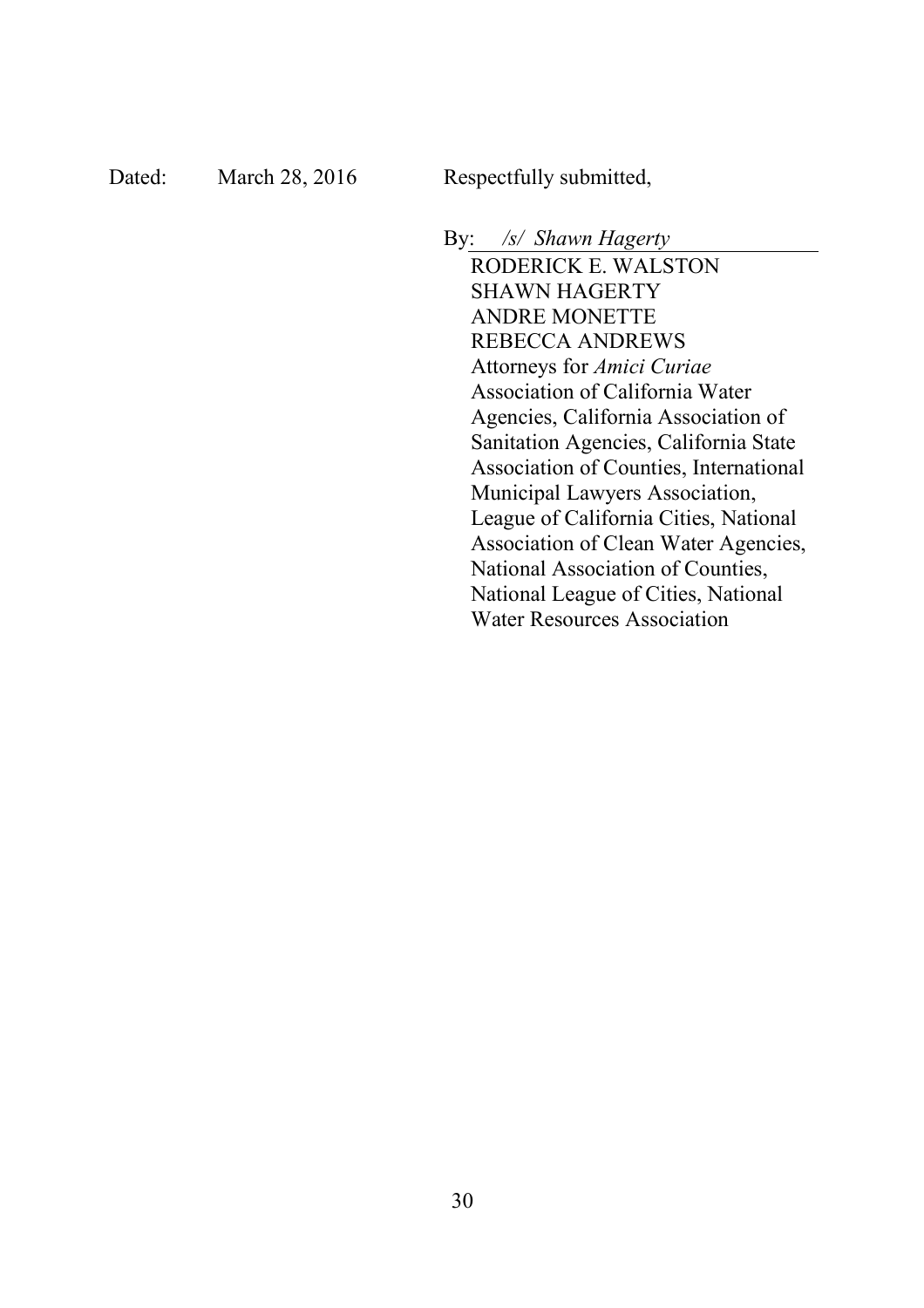Dated: March 28, 2016 Respectfully submitted,

By: */s/ Shawn Hagerty*

RODERICK E. WALSTON
SHAWN HAGERTY
ANDRE MONETTE
REBECCA ANDREWS
Attorneys for *Amici Curiae*
Association of California Water Agencies, California Association of Sanitation Agencies, California State Association of Counties, International Municipal Lawyers Association, League of California Cities, National Association of Clean Water Agencies, National Association of Counties, National League of Cities, National Water Resources Association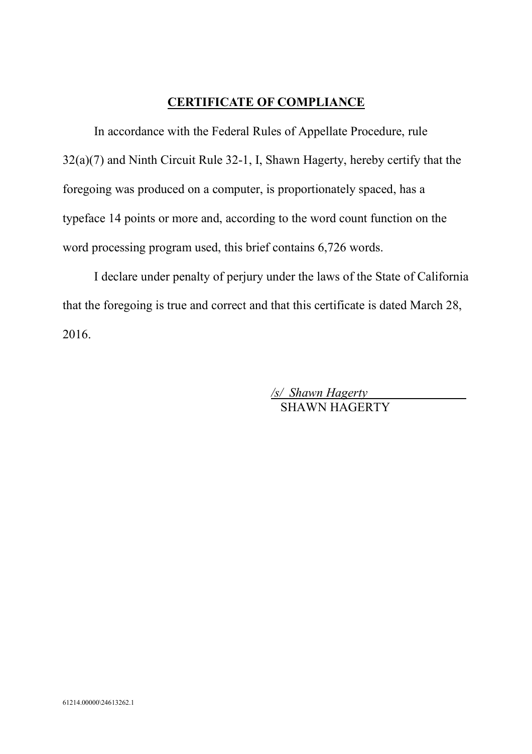## CERTIFICATE OF COMPLIANCE

In accordance with the Federal Rules of Appellate Procedure, rule 32(a)(7) and Ninth Circuit Rule 32-1, I, Shawn Hagerty, hereby certify that the foregoing was produced on a computer, is proportionately spaced, has a typeface 14 points or more and, according to the word count function on the word processing program used, this brief contains 6,726 words.

I declare under penalty of perjury under the laws of the State of California that the foregoing is true and correct and that this certificate is dated March 28, 2016.

*/s/ Shawn Hagerty*
SHAWN HAGERTY

61214.00000\24613262.1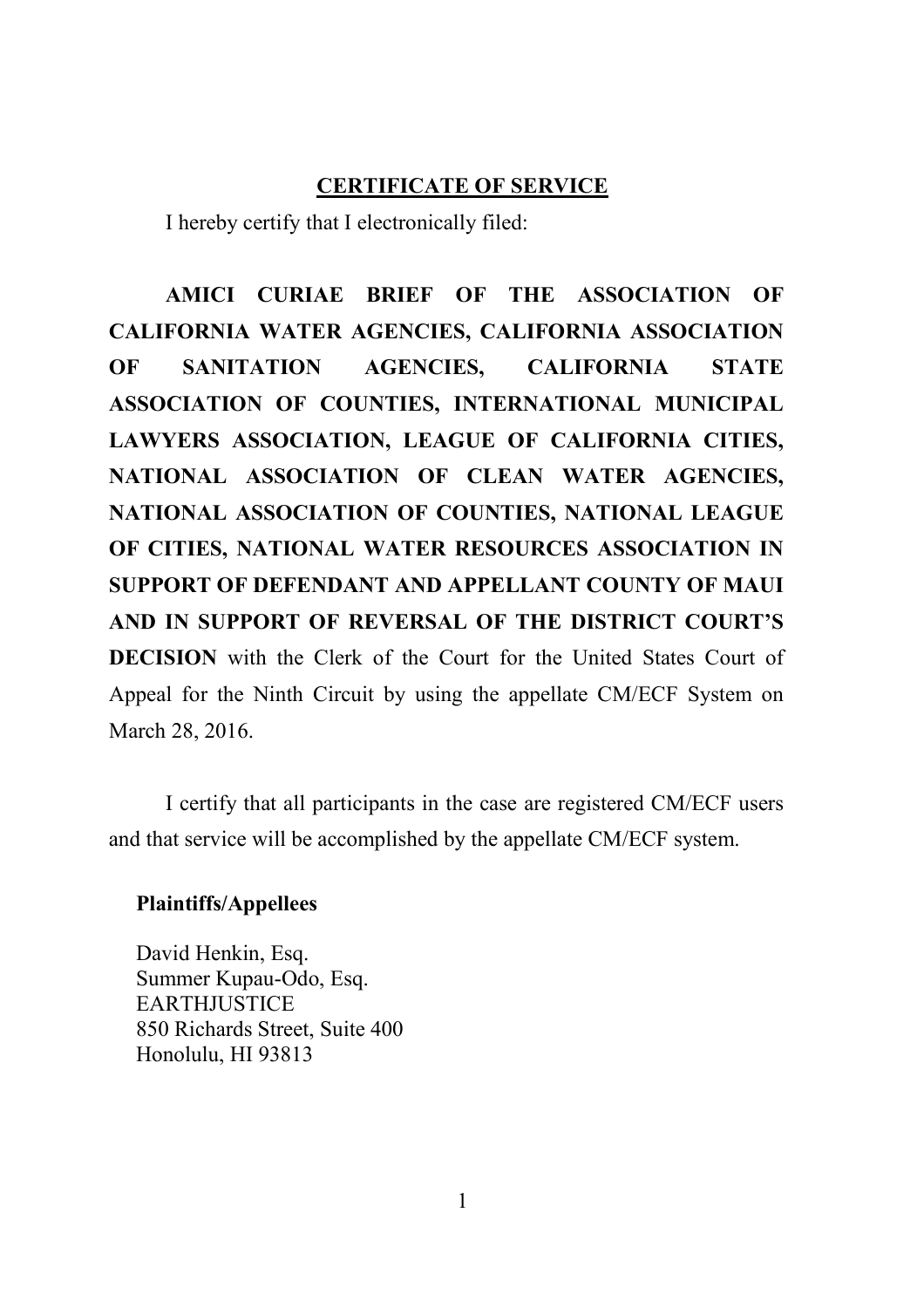## CERTIFICATE OF SERVICE

I hereby certify that I electronically filed:

**AMICI CURIAE BRIEF OF THE ASSOCIATION OF CALIFORNIA WATER AGENCIES, CALIFORNIA ASSOCIATION OF SANITATION AGENCIES, CALIFORNIA STATE ASSOCIATION OF COUNTIES, INTERNATIONAL MUNICIPAL LAWYERS ASSOCIATION, LEAGUE OF CALIFORNIA CITIES, NATIONAL ASSOCIATION OF CLEAN WATER AGENCIES, NATIONAL ASSOCIATION OF COUNTIES, NATIONAL LEAGUE OF CITIES, NATIONAL WATER RESOURCES ASSOCIATION IN SUPPORT OF DEFENDANT AND APPELLANT COUNTY OF MAUI AND IN SUPPORT OF REVERSAL OF THE DISTRICT COURT'S DECISION** with the Clerk of the Court for the United States Court of Appeal for the Ninth Circuit by using the appellate CM/ECF System on March 28, 2016.

I certify that all participants in the case are registered CM/ECF users and that service will be accomplished by the appellate CM/ECF system.

**Plaintiffs/Appellees**

David Henkin, Esq.
Summer Kupau-Odo, Esq.
EARTHJUSTICE
850 Richards Street, Suite 400
Honolulu, HI 93813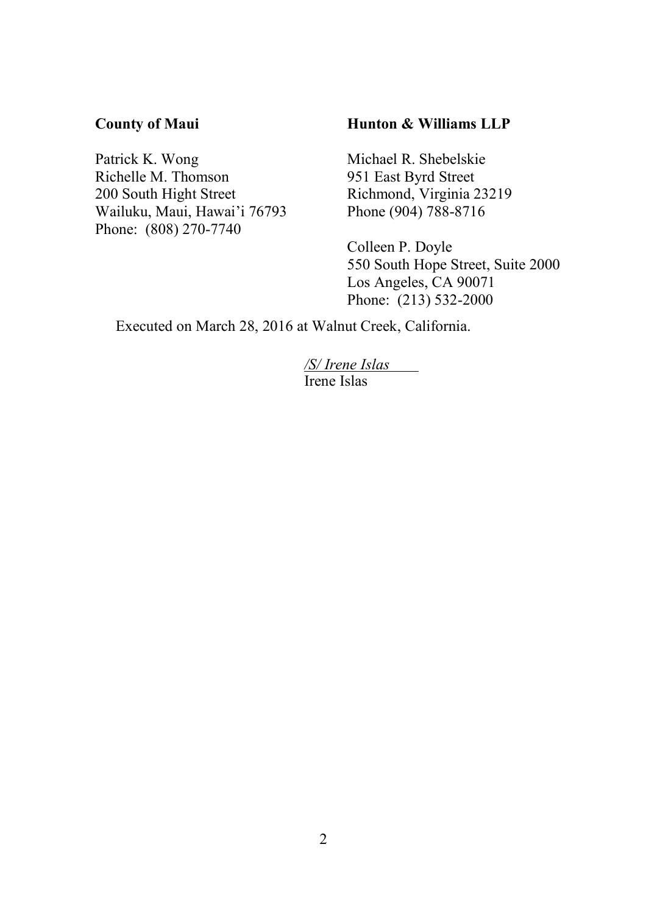**County of Maui**

Patrick K. Wong
Richelle M. Thomson
200 South Hight Street
Wailuku, Maui, Hawai'i 76793
Phone: (808) 270-7740

**Hunton & Williams LLP**

Michael R. Shebelskie
951 East Byrd Street
Richmond, Virginia 23219
Phone (904) 788-8716

Colleen P. Doyle
550 South Hope Street, Suite 2000
Los Angeles, CA 90071
Phone: (213) 532-2000

Executed on March 28, 2016 at Walnut Creek, California.

*/S/ Irene Islas*
Irene Islas